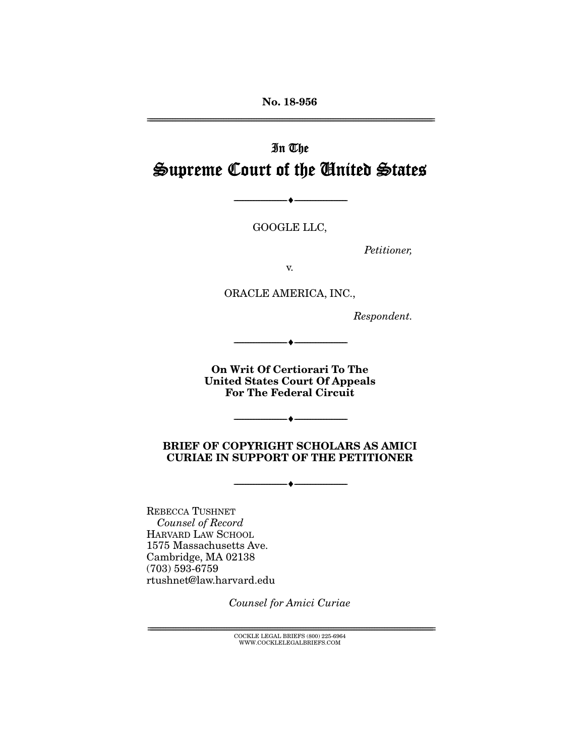No. 18-956

---

In The

# Supreme Court of the United States

---

GOOGLE LLC,

*Petitioner,*

v.

ORACLE AMERICA, INC.,

*Respondent.*

---

**On Writ Of Certiorari To The United States Court Of Appeals For The Federal Circuit**

---

**BRIEF OF COPYRIGHT SCHOLARS AS AMICI CURIAE IN SUPPORT OF THE PETITIONER**

---

REBECCA TUSHNET
*Counsel of Record*
HARVARD LAW SCHOOL
1575 Massachusetts Ave.
Cambridge, MA 02138
(703) 593-6759
rtushnet@law.harvard.edu

*Counsel for Amici Curiae*

---

COCKLE LEGAL BRIEFS (800) 225-6964
WWW.COCKLELEGALBRIEFS.COM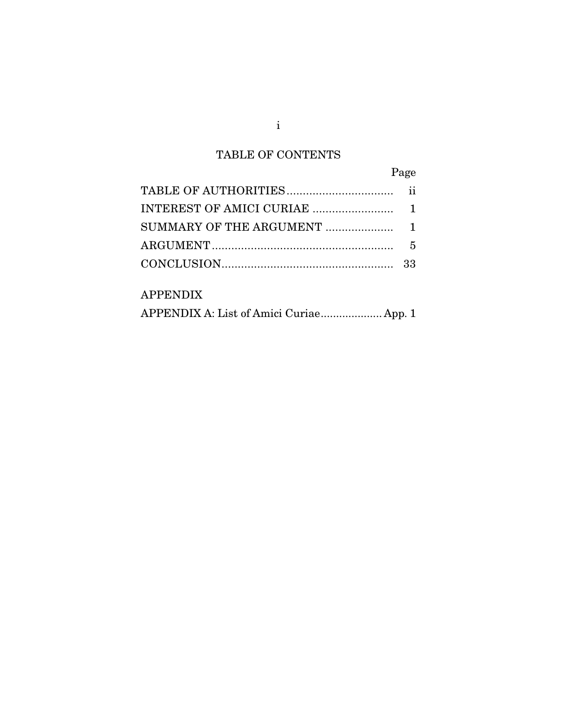## TABLE OF CONTENTS

| | Page |
|---|---|
| TABLE OF AUTHORITIES | ii |
| INTEREST OF AMICI CURIAE | 1 |
| SUMMARY OF THE ARGUMENT | 1 |
| ARGUMENT | 5 |
| CONCLUSION | 33 |

APPENDIX

| | |
|---|---|
| APPENDIX A: List of Amici Curiae | App. 1 |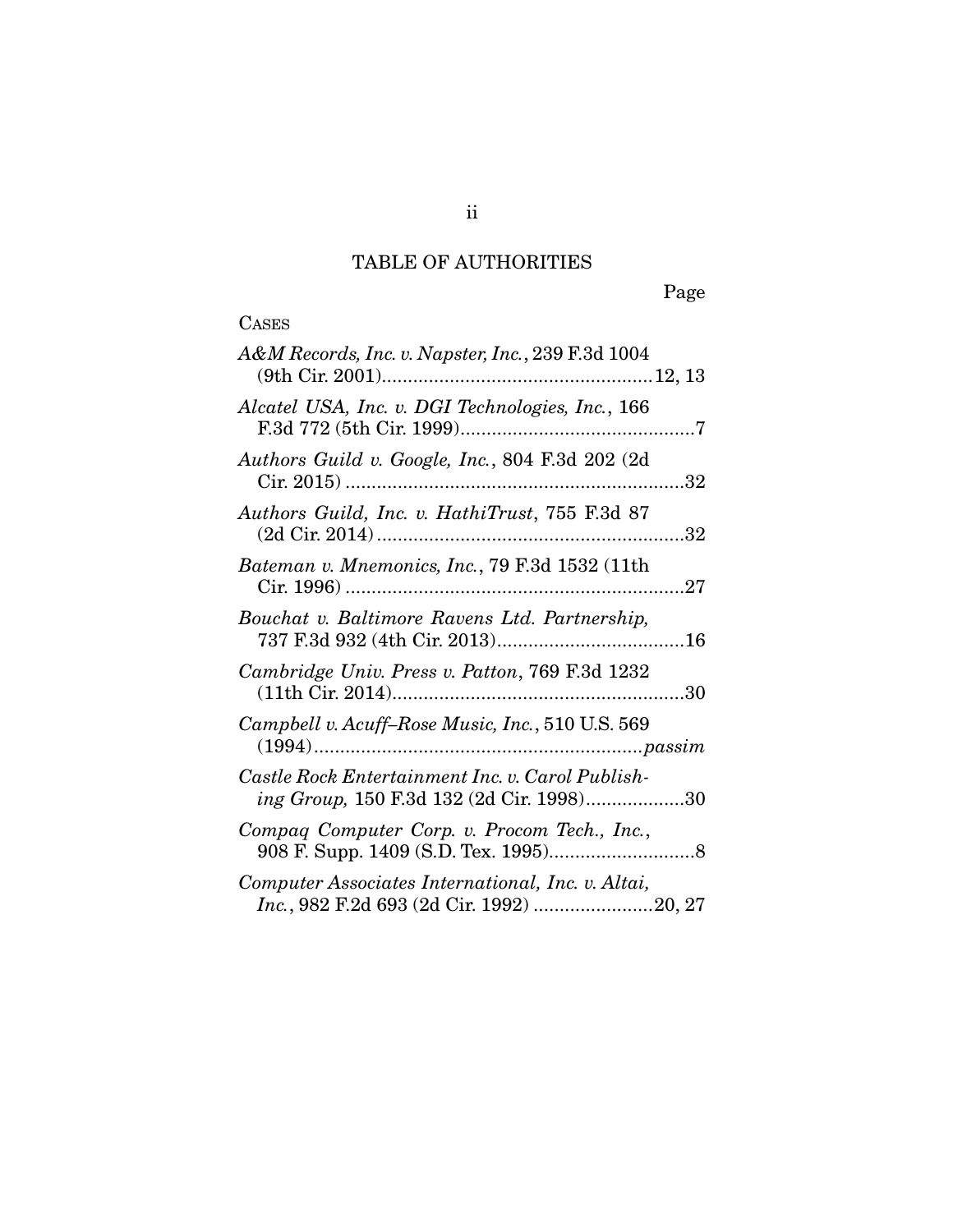# TABLE OF AUTHORITIES

Page

CASES

*A&M Records, Inc. v. Napster, Inc.*, 239 F.3d 1004 (9th Cir. 2001) .......... 12, 13

*Alcatel USA, Inc. v. DGI Technologies, Inc.*, 166 F.3d 772 (5th Cir. 1999) .......... 7

*Authors Guild v. Google, Inc.*, 804 F.3d 202 (2d Cir. 2015) .......... 32

*Authors Guild, Inc. v. HathiTrust*, 755 F.3d 87 (2d Cir. 2014) .......... 32

*Bateman v. Mnemonics, Inc.*, 79 F.3d 1532 (11th Cir. 1996) .......... 27

*Bouchat v. Baltimore Ravens Ltd. Partnership,* 737 F.3d 932 (4th Cir. 2013) .......... 16

*Cambridge Univ. Press v. Patton*, 769 F.3d 1232 (11th Cir. 2014) .......... 30

*Campbell v. Acuff–Rose Music, Inc.*, 510 U.S. 569 (1994) .......... *passim*

*Castle Rock Entertainment Inc. v. Carol Publishing Group,* 150 F.3d 132 (2d Cir. 1998) .......... 30

*Compaq Computer Corp. v. Procom Tech., Inc.*, 908 F. Supp. 1409 (S.D. Tex. 1995) .......... 8

*Computer Associates International, Inc. v. Altai, Inc.*, 982 F.2d 693 (2d Cir. 1992) .......... 20, 27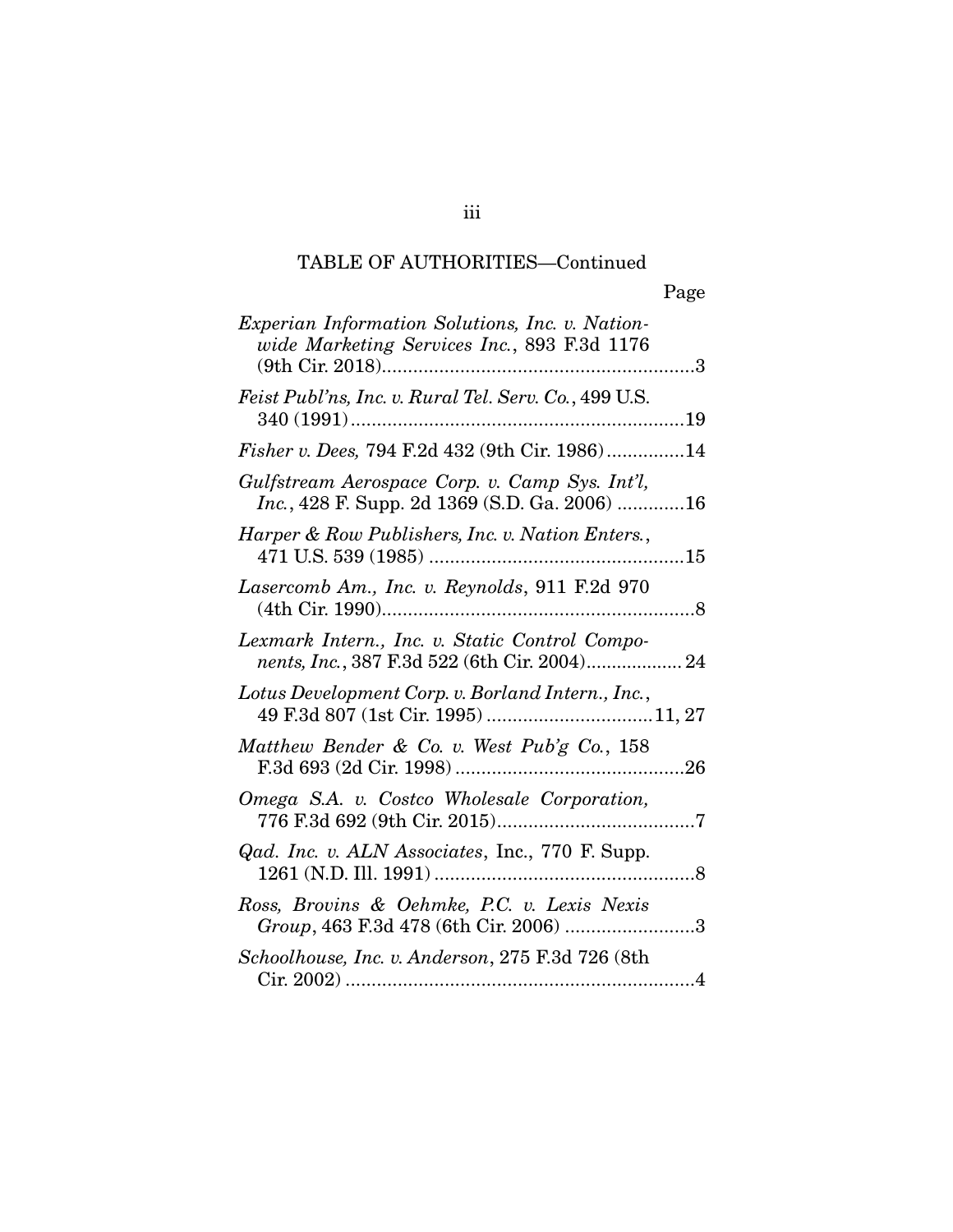TABLE OF AUTHORITIES—Continued

Page

*Experian Information Solutions, Inc. v. Nationwide Marketing Services Inc.*, 893 F.3d 1176 (9th Cir. 2018)....3

*Feist Publ'ns, Inc. v. Rural Tel. Serv. Co.*, 499 U.S. 340 (1991)....19

*Fisher v. Dees,* 794 F.2d 432 (9th Cir. 1986)....14

*Gulfstream Aerospace Corp. v. Camp Sys. Int'l, Inc.*, 428 F. Supp. 2d 1369 (S.D. Ga. 2006)....16

*Harper & Row Publishers, Inc. v. Nation Enters.*, 471 U.S. 539 (1985)....15

*Lasercomb Am., Inc. v. Reynolds*, 911 F.2d 970 (4th Cir. 1990)....8

*Lexmark Intern., Inc. v. Static Control Components, Inc.*, 387 F.3d 522 (6th Cir. 2004)....24

*Lotus Development Corp. v. Borland Intern., Inc.*, 49 F.3d 807 (1st Cir. 1995)....11, 27

*Matthew Bender & Co. v. West Pub'g Co.*, 158 F.3d 693 (2d Cir. 1998)....26

*Omega S.A. v. Costco Wholesale Corporation,* 776 F.3d 692 (9th Cir. 2015)....7

*Qad. Inc. v. ALN Associates*, Inc., 770 F. Supp. 1261 (N.D. Ill. 1991)....8

*Ross, Brovins & Oehmke, P.C. v. Lexis Nexis Group*, 463 F.3d 478 (6th Cir. 2006)....3

*Schoolhouse, Inc. v. Anderson*, 275 F.3d 726 (8th Cir. 2002)....4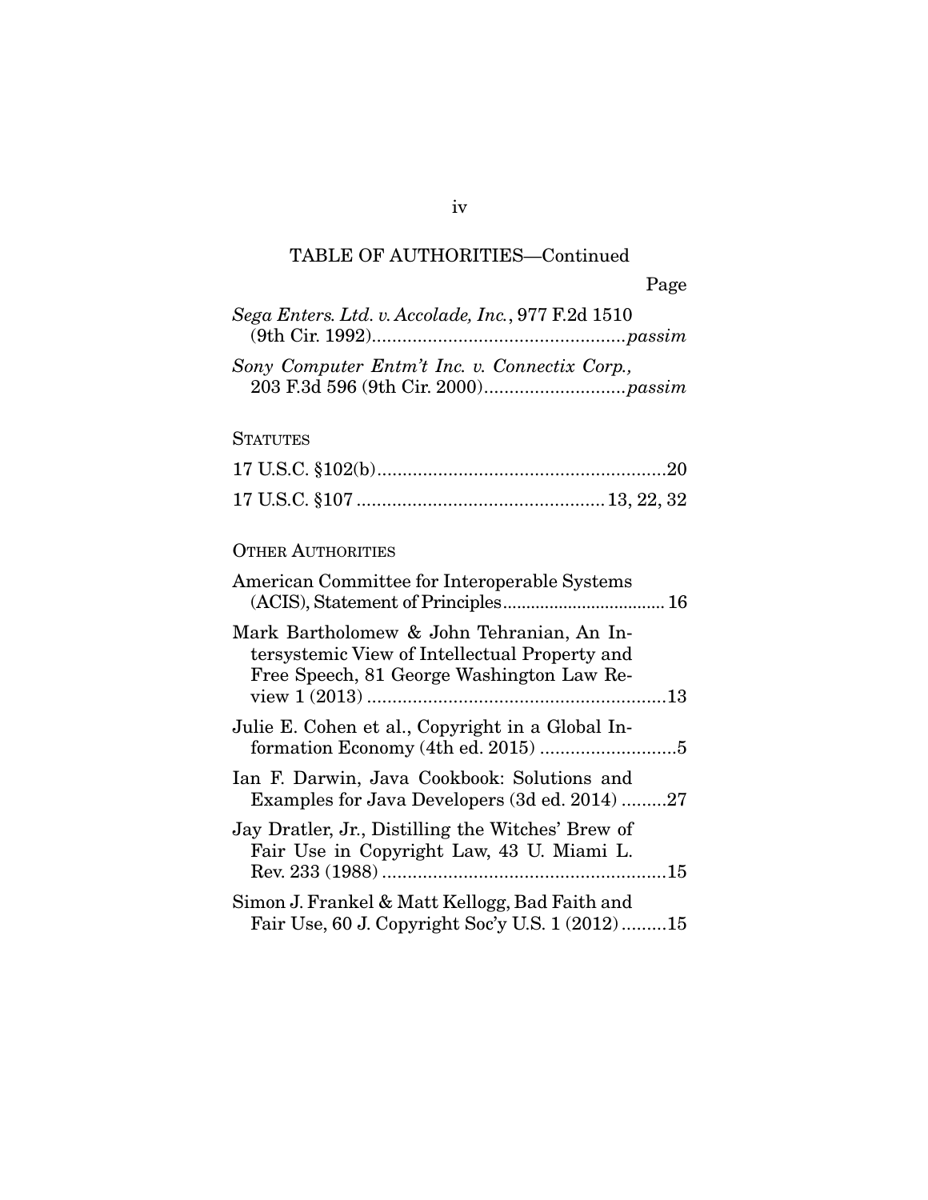TABLE OF AUTHORITIES—Continued

Page

*Sega Enters. Ltd. v. Accolade, Inc.*, 977 F.2d 1510 (9th Cir. 1992) ................................................. *passim*

*Sony Computer Entm't Inc. v. Connectix Corp.*, 203 F.3d 596 (9th Cir. 2000) ........................... *passim*

STATUTES

17 U.S.C. §102(b) ......................................................... 20

17 U.S.C. §107 ................................................ 13, 22, 32

OTHER AUTHORITIES

American Committee for Interoperable Systems (ACIS), Statement of Principles .................................. 16

Mark Bartholomew & John Tehranian, An Intersystemic View of Intellectual Property and Free Speech, 81 George Washington Law Review 1 (2013) ........................................................... 13

Julie E. Cohen et al., Copyright in a Global Information Economy (4th ed. 2015) ........................... 5

Ian F. Darwin, Java Cookbook: Solutions and Examples for Java Developers (3d ed. 2014) ......... 27

Jay Dratler, Jr., Distilling the Witches' Brew of Fair Use in Copyright Law, 43 U. Miami L. Rev. 233 (1988) ........................................................ 15

Simon J. Frankel & Matt Kellogg, Bad Faith and Fair Use, 60 J. Copyright Soc'y U.S. 1 (2012) ......... 15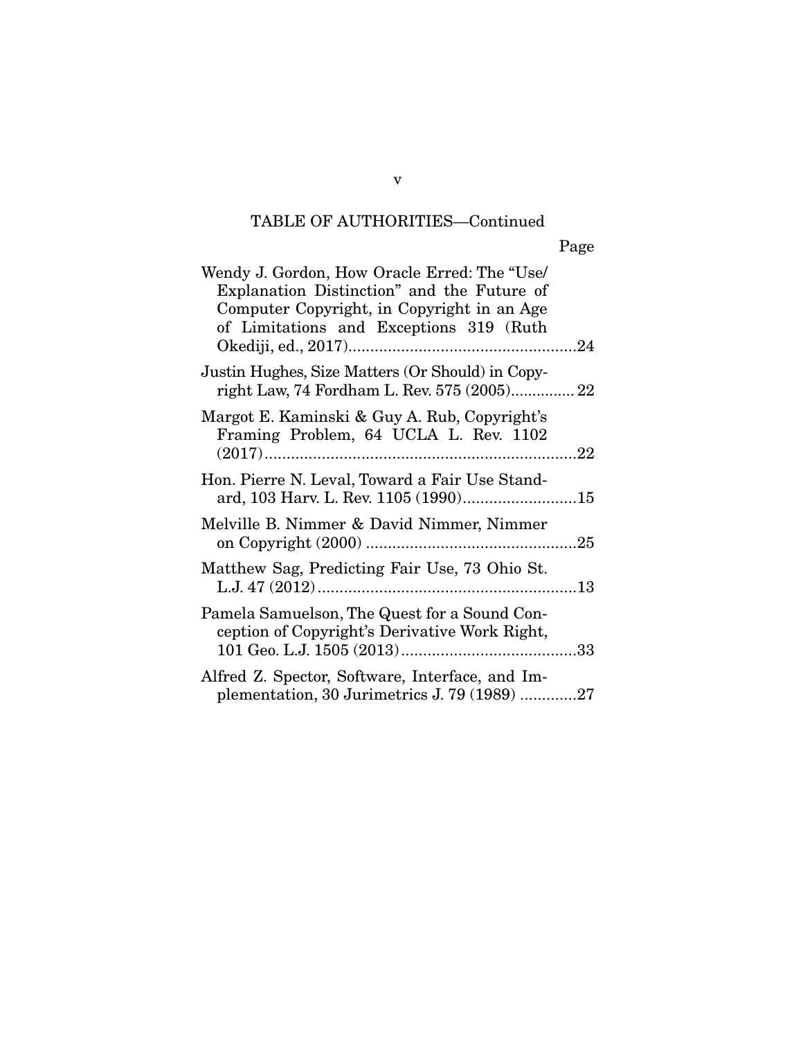TABLE OF AUTHORITIES—Continued

| | Page |
|---|---|
| Wendy J. Gordon, How Oracle Erred: The "Use/Explanation Distinction" and the Future of Computer Copyright, in Copyright in an Age of Limitations and Exceptions 319 (Ruth Okediji, ed., 2017) | 24 |
| Justin Hughes, Size Matters (Or Should) in Copyright Law, 74 Fordham L. Rev. 575 (2005) | 22 |
| Margot E. Kaminski & Guy A. Rub, Copyright's Framing Problem, 64 UCLA L. Rev. 1102 (2017) | 22 |
| Hon. Pierre N. Leval, Toward a Fair Use Standard, 103 Harv. L. Rev. 1105 (1990) | 15 |
| Melville B. Nimmer & David Nimmer, Nimmer on Copyright (2000) | 25 |
| Matthew Sag, Predicting Fair Use, 73 Ohio St. L.J. 47 (2012) | 13 |
| Pamela Samuelson, The Quest for a Sound Conception of Copyright's Derivative Work Right, 101 Geo. L.J. 1505 (2013) | 33 |
| Alfred Z. Spector, Software, Interface, and Implementation, 30 Jurimetrics J. 79 (1989) | 27 |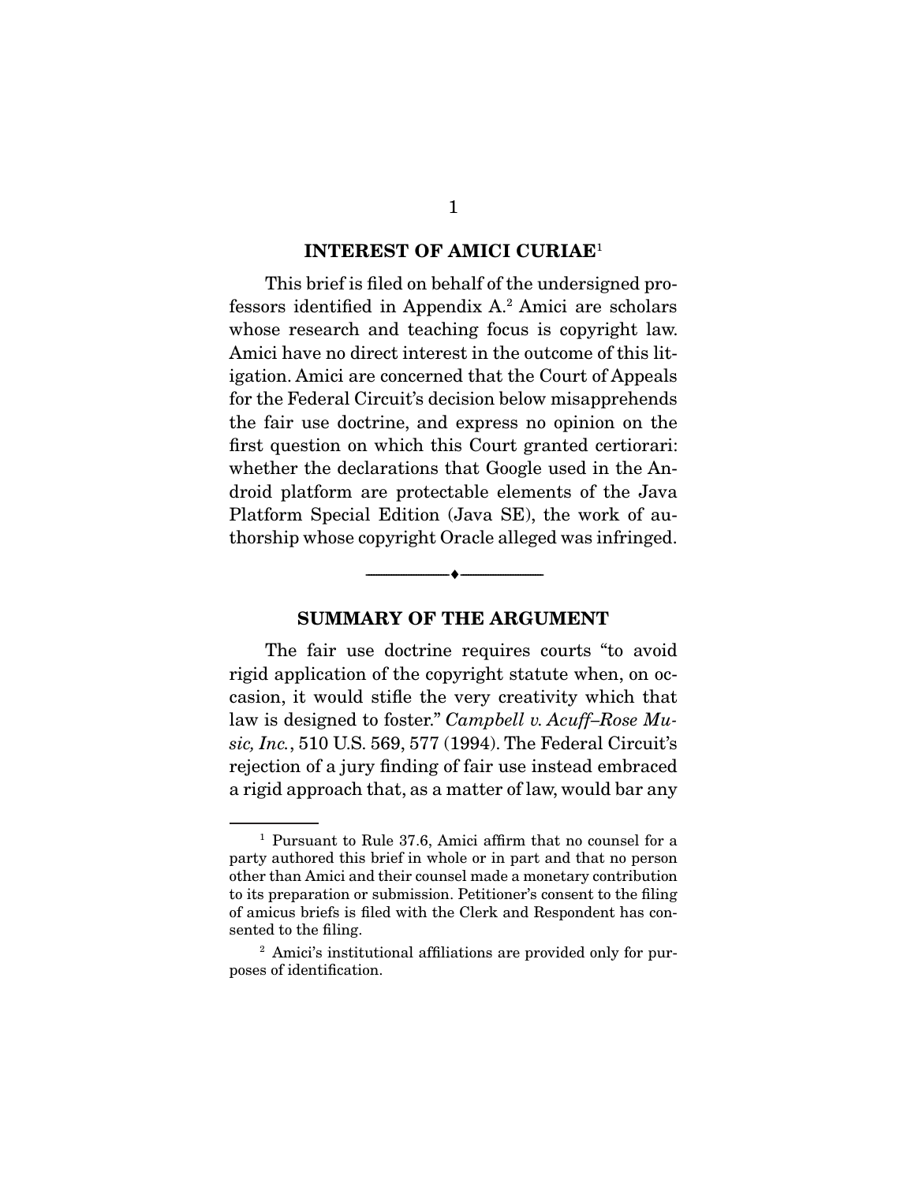## INTEREST OF AMICI CURIAE[1]

This brief is filed on behalf of the undersigned professors identified in Appendix A.[2] Amici are scholars whose research and teaching focus is copyright law. Amici have no direct interest in the outcome of this litigation. Amici are concerned that the Court of Appeals for the Federal Circuit's decision below misapprehends the fair use doctrine, and express no opinion on the first question on which this Court granted certiorari: whether the declarations that Google used in the Android platform are protectable elements of the Java Platform Special Edition (Java SE), the work of authorship whose copyright Oracle alleged was infringed.

---

## SUMMARY OF THE ARGUMENT

The fair use doctrine requires courts "to avoid rigid application of the copyright statute when, on occasion, it would stifle the very creativity which that law is designed to foster." *Campbell v. Acuff–Rose Music, Inc.*, 510 U.S. 569, 577 (1994). The Federal Circuit's rejection of a jury finding of fair use instead embraced a rigid approach that, as a matter of law, would bar any

---

[1] Pursuant to Rule 37.6, Amici affirm that no counsel for a party authored this brief in whole or in part and that no person other than Amici and their counsel made a monetary contribution to its preparation or submission. Petitioner's consent to the filing of amicus briefs is filed with the Clerk and Respondent has consented to the filing.

[2] Amici's institutional affiliations are provided only for purposes of identification.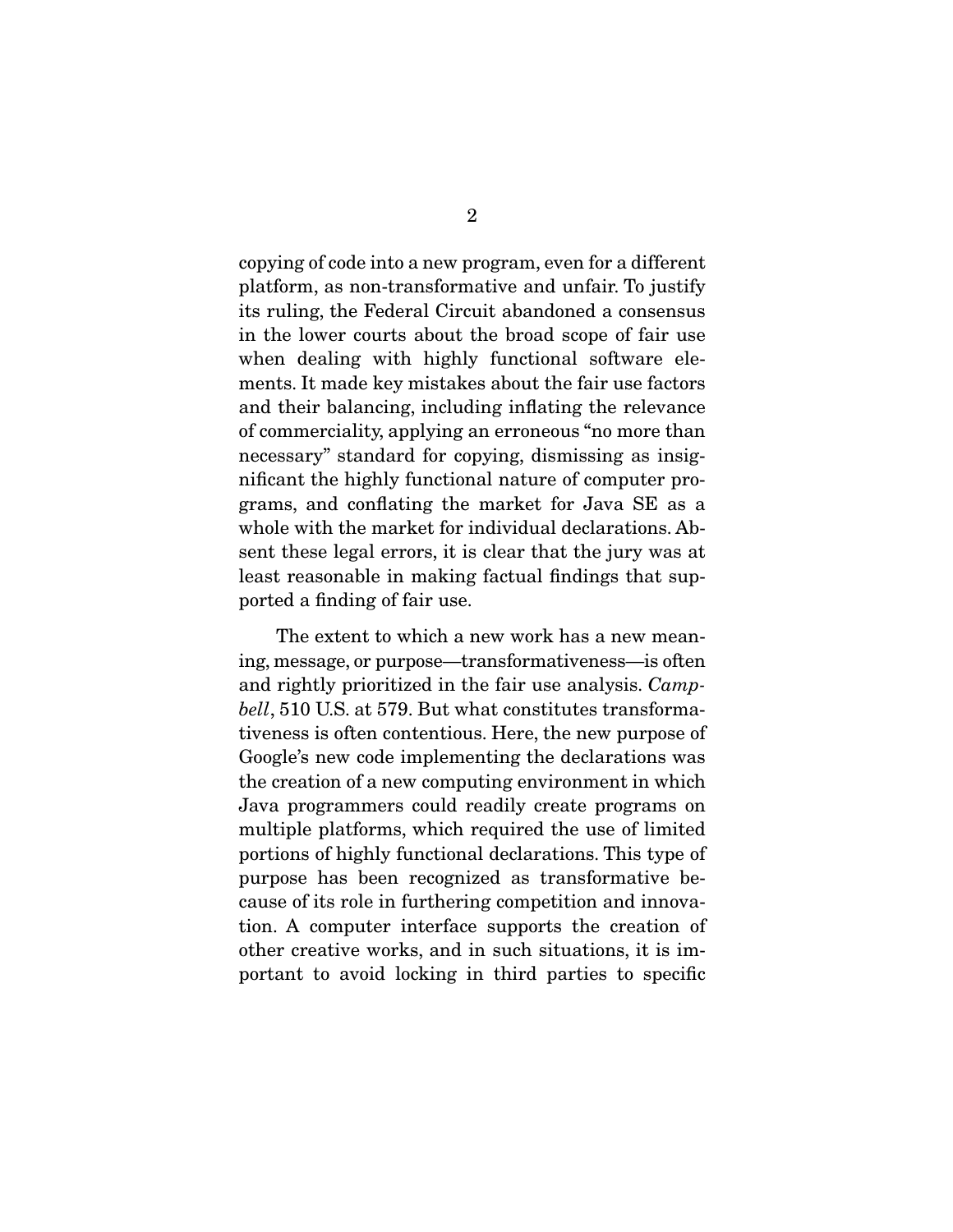copying of code into a new program, even for a different platform, as non-transformative and unfair. To justify its ruling, the Federal Circuit abandoned a consensus in the lower courts about the broad scope of fair use when dealing with highly functional software elements. It made key mistakes about the fair use factors and their balancing, including inflating the relevance of commerciality, applying an erroneous "no more than necessary" standard for copying, dismissing as insignificant the highly functional nature of computer programs, and conflating the market for Java SE as a whole with the market for individual declarations. Absent these legal errors, it is clear that the jury was at least reasonable in making factual findings that supported a finding of fair use.

The extent to which a new work has a new meaning, message, or purpose—transformativeness—is often and rightly prioritized in the fair use analysis. *Campbell*, 510 U.S. at 579. But what constitutes transformativeness is often contentious. Here, the new purpose of Google's new code implementing the declarations was the creation of a new computing environment in which Java programmers could readily create programs on multiple platforms, which required the use of limited portions of highly functional declarations. This type of purpose has been recognized as transformative because of its role in furthering competition and innovation. A computer interface supports the creation of other creative works, and in such situations, it is important to avoid locking in third parties to specific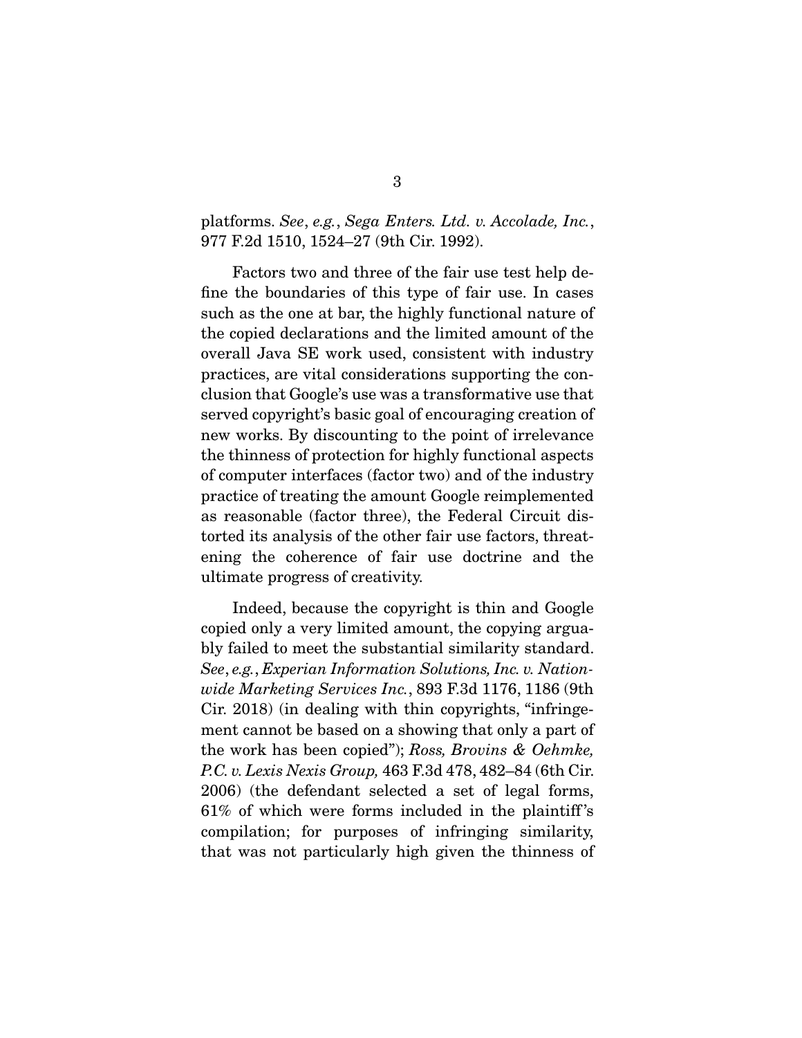platforms. *See*, *e.g.*, *Sega Enters. Ltd. v. Accolade, Inc.*, 977 F.2d 1510, 1524–27 (9th Cir. 1992).

Factors two and three of the fair use test help define the boundaries of this type of fair use. In cases such as the one at bar, the highly functional nature of the copied declarations and the limited amount of the overall Java SE work used, consistent with industry practices, are vital considerations supporting the conclusion that Google's use was a transformative use that served copyright's basic goal of encouraging creation of new works. By discounting to the point of irrelevance the thinness of protection for highly functional aspects of computer interfaces (factor two) and of the industry practice of treating the amount Google reimplemented as reasonable (factor three), the Federal Circuit distorted its analysis of the other fair use factors, threatening the coherence of fair use doctrine and the ultimate progress of creativity.

Indeed, because the copyright is thin and Google copied only a very limited amount, the copying arguably failed to meet the substantial similarity standard. *See*, *e.g.*, *Experian Information Solutions, Inc. v. Nationwide Marketing Services Inc.*, 893 F.3d 1176, 1186 (9th Cir. 2018) (in dealing with thin copyrights, "infringement cannot be based on a showing that only a part of the work has been copied"); *Ross, Brovins & Oehmke, P.C. v. Lexis Nexis Group,* 463 F.3d 478, 482–84 (6th Cir. 2006) (the defendant selected a set of legal forms, 61% of which were forms included in the plaintiff's compilation; for purposes of infringing similarity, that was not particularly high given the thinness of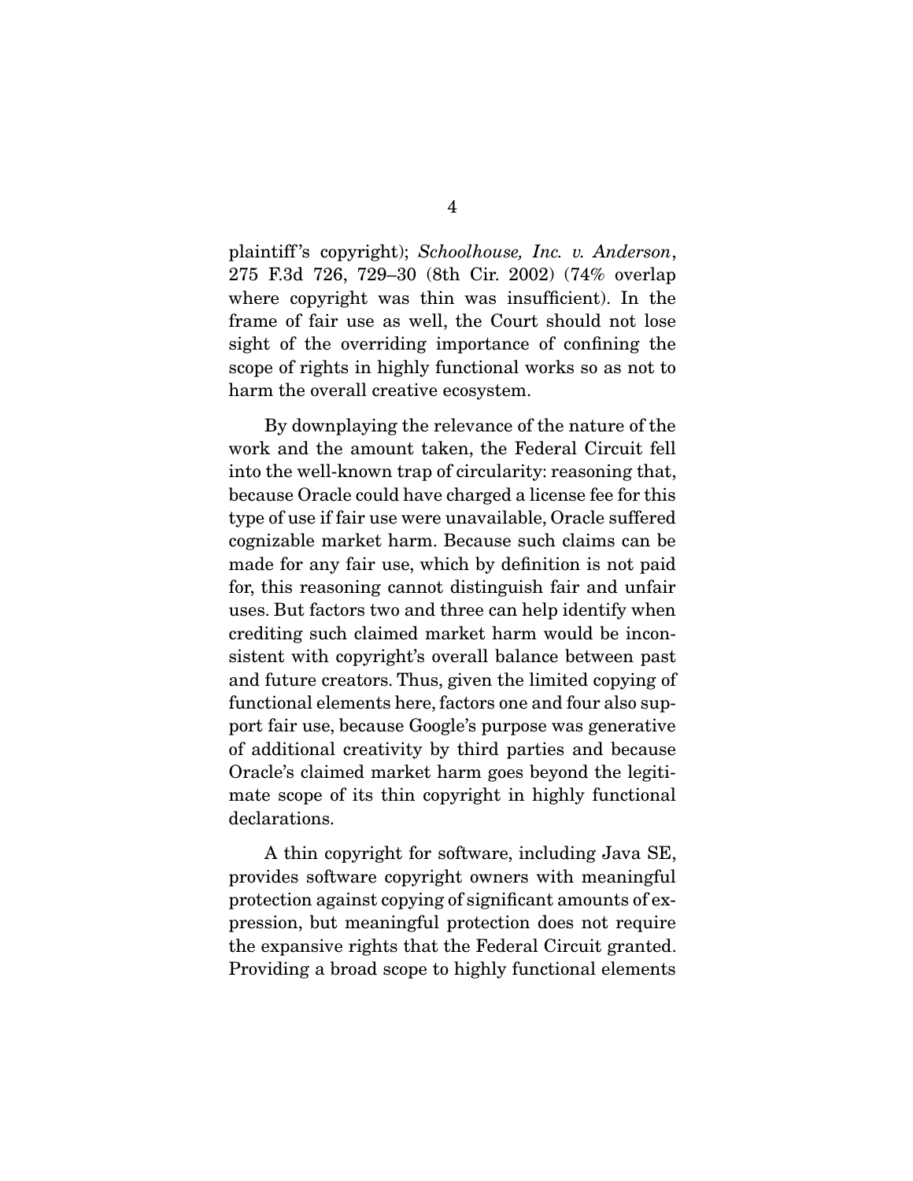plaintiff's copyright); *Schoolhouse, Inc. v. Anderson*, 275 F.3d 726, 729–30 (8th Cir. 2002) (74% overlap where copyright was thin was insufficient). In the frame of fair use as well, the Court should not lose sight of the overriding importance of confining the scope of rights in highly functional works so as not to harm the overall creative ecosystem.

By downplaying the relevance of the nature of the work and the amount taken, the Federal Circuit fell into the well-known trap of circularity: reasoning that, because Oracle could have charged a license fee for this type of use if fair use were unavailable, Oracle suffered cognizable market harm. Because such claims can be made for any fair use, which by definition is not paid for, this reasoning cannot distinguish fair and unfair uses. But factors two and three can help identify when crediting such claimed market harm would be inconsistent with copyright's overall balance between past and future creators. Thus, given the limited copying of functional elements here, factors one and four also support fair use, because Google's purpose was generative of additional creativity by third parties and because Oracle's claimed market harm goes beyond the legitimate scope of its thin copyright in highly functional declarations.

A thin copyright for software, including Java SE, provides software copyright owners with meaningful protection against copying of significant amounts of expression, but meaningful protection does not require the expansive rights that the Federal Circuit granted. Providing a broad scope to highly functional elements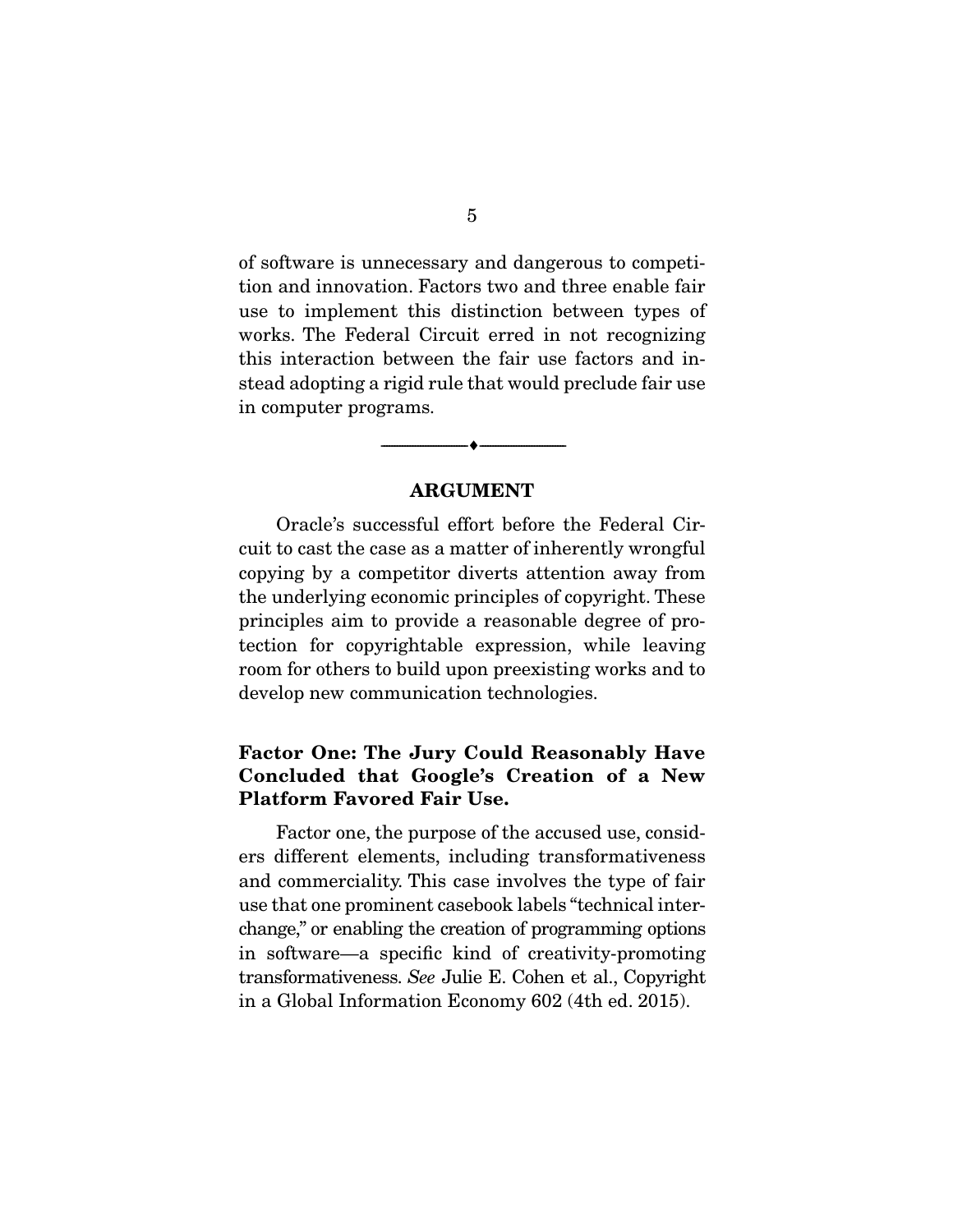of software is unnecessary and dangerous to competition and innovation. Factors two and three enable fair use to implement this distinction between types of works. The Federal Circuit erred in not recognizing this interaction between the fair use factors and instead adopting a rigid rule that would preclude fair use in computer programs.

## ARGUMENT

Oracle's successful effort before the Federal Circuit to cast the case as a matter of inherently wrongful copying by a competitor diverts attention away from the underlying economic principles of copyright. These principles aim to provide a reasonable degree of protection for copyrightable expression, while leaving room for others to build upon preexisting works and to develop new communication technologies.

### Factor One: The Jury Could Reasonably Have Concluded that Google's Creation of a New Platform Favored Fair Use.

Factor one, the purpose of the accused use, considers different elements, including transformativeness and commerciality. This case involves the type of fair use that one prominent casebook labels "technical interchange," or enabling the creation of programming options in software—a specific kind of creativity-promoting transformativeness. *See* Julie E. Cohen et al., Copyright in a Global Information Economy 602 (4th ed. 2015).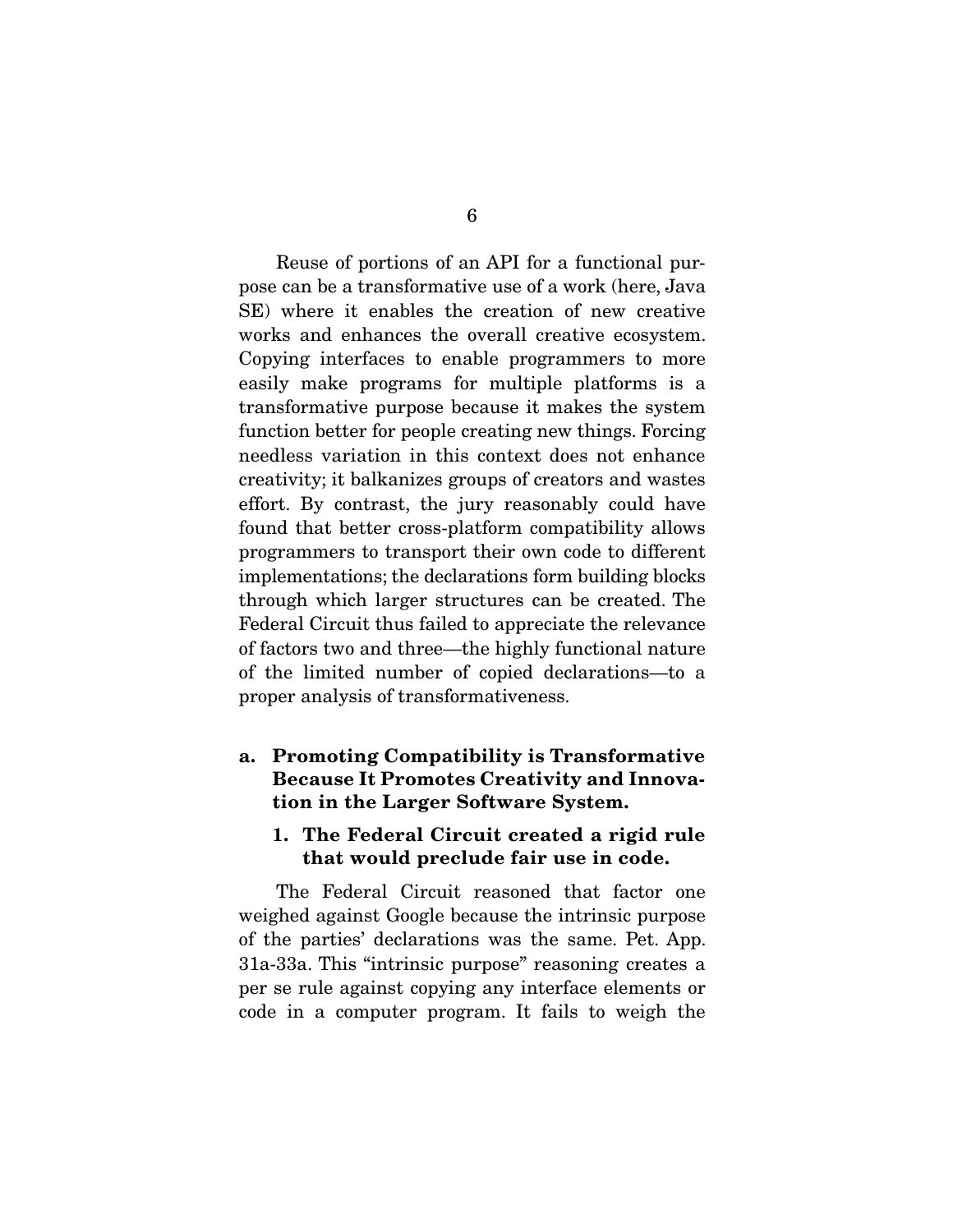Reuse of portions of an API for a functional purpose can be a transformative use of a work (here, Java SE) where it enables the creation of new creative works and enhances the overall creative ecosystem. Copying interfaces to enable programmers to more easily make programs for multiple platforms is a transformative purpose because it makes the system function better for people creating new things. Forcing needless variation in this context does not enhance creativity; it balkanizes groups of creators and wastes effort. By contrast, the jury reasonably could have found that better cross-platform compatibility allows programmers to transport their own code to different implementations; the declarations form building blocks through which larger structures can be created. The Federal Circuit thus failed to appreciate the relevance of factors two and three—the highly functional nature of the limited number of copied declarations—to a proper analysis of transformativeness.

### a. Promoting Compatibility is Transformative Because It Promotes Creativity and Innovation in the Larger Software System.

#### 1. The Federal Circuit created a rigid rule that would preclude fair use in code.

The Federal Circuit reasoned that factor one weighed against Google because the intrinsic purpose of the parties' declarations was the same. Pet. App. 31a-33a. This "intrinsic purpose" reasoning creates a per se rule against copying any interface elements or code in a computer program. It fails to weigh the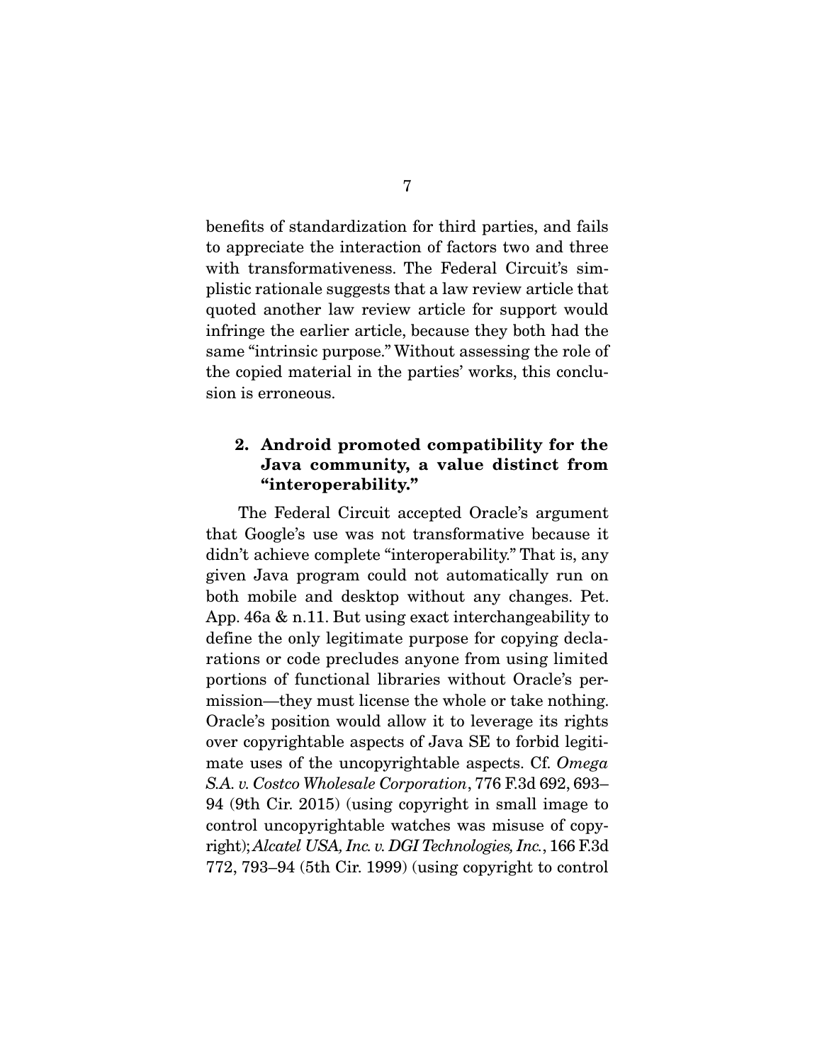benefits of standardization for third parties, and fails to appreciate the interaction of factors two and three with transformativeness. The Federal Circuit's simplistic rationale suggests that a law review article that quoted another law review article for support would infringe the earlier article, because they both had the same "intrinsic purpose." Without assessing the role of the copied material in the parties' works, this conclusion is erroneous.

### 2. Android promoted compatibility for the Java community, a value distinct from "interoperability."

The Federal Circuit accepted Oracle's argument that Google's use was not transformative because it didn't achieve complete "interoperability." That is, any given Java program could not automatically run on both mobile and desktop without any changes. Pet. App. 46a & n.11. But using exact interchangeability to define the only legitimate purpose for copying declarations or code precludes anyone from using limited portions of functional libraries without Oracle's permission—they must license the whole or take nothing. Oracle's position would allow it to leverage its rights over copyrightable aspects of Java SE to forbid legitimate uses of the uncopyrightable aspects. Cf. *Omega S.A. v. Costco Wholesale Corporation*, 776 F.3d 692, 693–94 (9th Cir. 2015) (using copyright in small image to control uncopyrightable watches was misuse of copyright); *Alcatel USA, Inc. v. DGI Technologies, Inc.*, 166 F.3d 772, 793–94 (5th Cir. 1999) (using copyright to control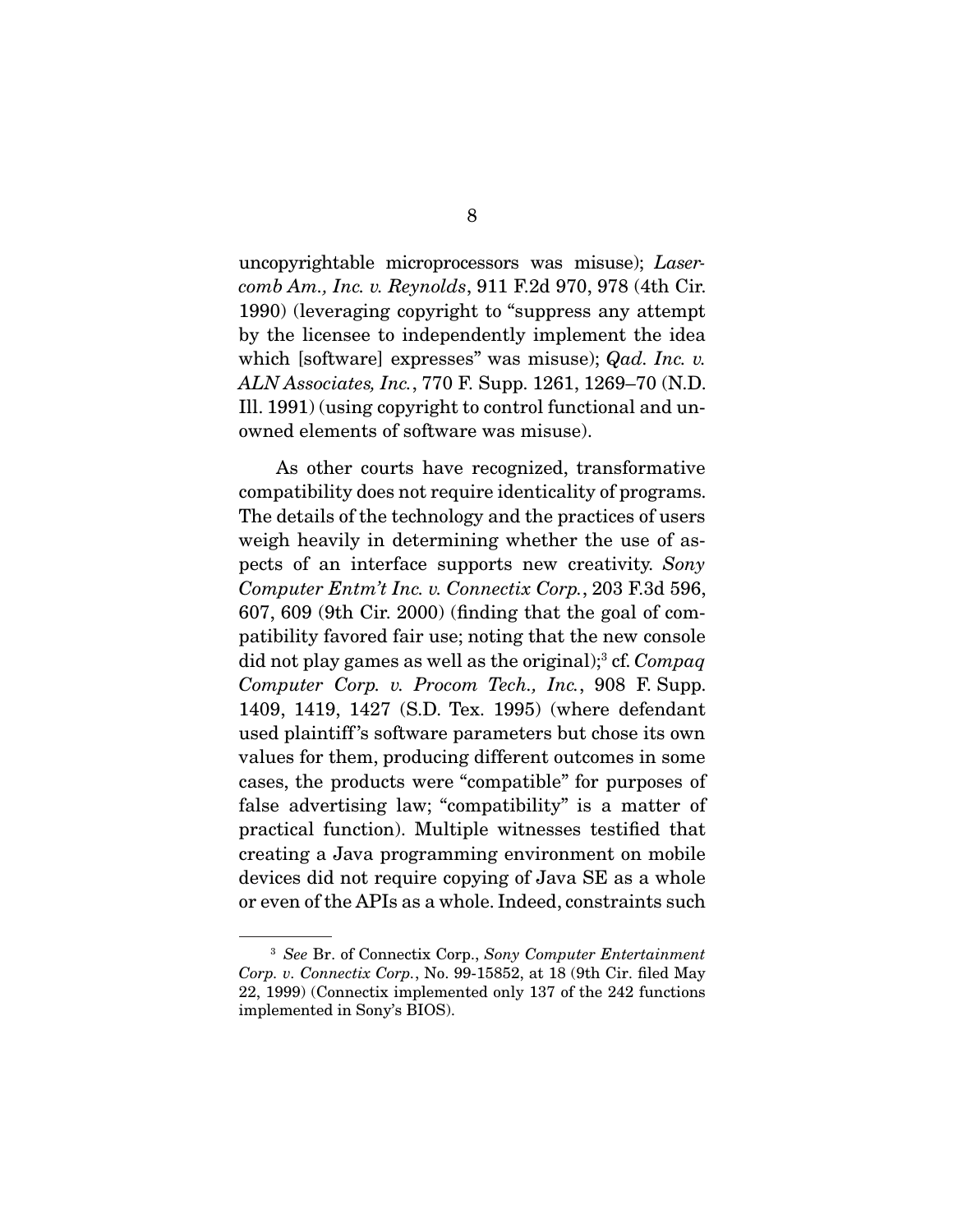uncopyrightable microprocessors was misuse); *Lasercomb Am., Inc. v. Reynolds*, 911 F.2d 970, 978 (4th Cir. 1990) (leveraging copyright to "suppress any attempt by the licensee to independently implement the idea which [software] expresses" was misuse); *Qad. Inc. v. ALN Associates, Inc.*, 770 F. Supp. 1261, 1269–70 (N.D. Ill. 1991) (using copyright to control functional and unowned elements of software was misuse).

As other courts have recognized, transformative compatibility does not require identicality of programs. The details of the technology and the practices of users weigh heavily in determining whether the use of aspects of an interface supports new creativity. *Sony Computer Entm't Inc. v. Connectix Corp.*, 203 F.3d 596, 607, 609 (9th Cir. 2000) (finding that the goal of compatibility favored fair use; noting that the new console did not play games as well as the original);[3] cf. *Compaq Computer Corp. v. Procom Tech., Inc.*, 908 F. Supp. 1409, 1419, 1427 (S.D. Tex. 1995) (where defendant used plaintiff's software parameters but chose its own values for them, producing different outcomes in some cases, the products were "compatible" for purposes of false advertising law; "compatibility" is a matter of practical function). Multiple witnesses testified that creating a Java programming environment on mobile devices did not require copying of Java SE as a whole or even of the APIs as a whole. Indeed, constraints such

---

[3] *See* Br. of Connectix Corp., *Sony Computer Entertainment Corp. v. Connectix Corp.*, No. 99-15852, at 18 (9th Cir. filed May 22, 1999) (Connectix implemented only 137 of the 242 functions implemented in Sony's BIOS).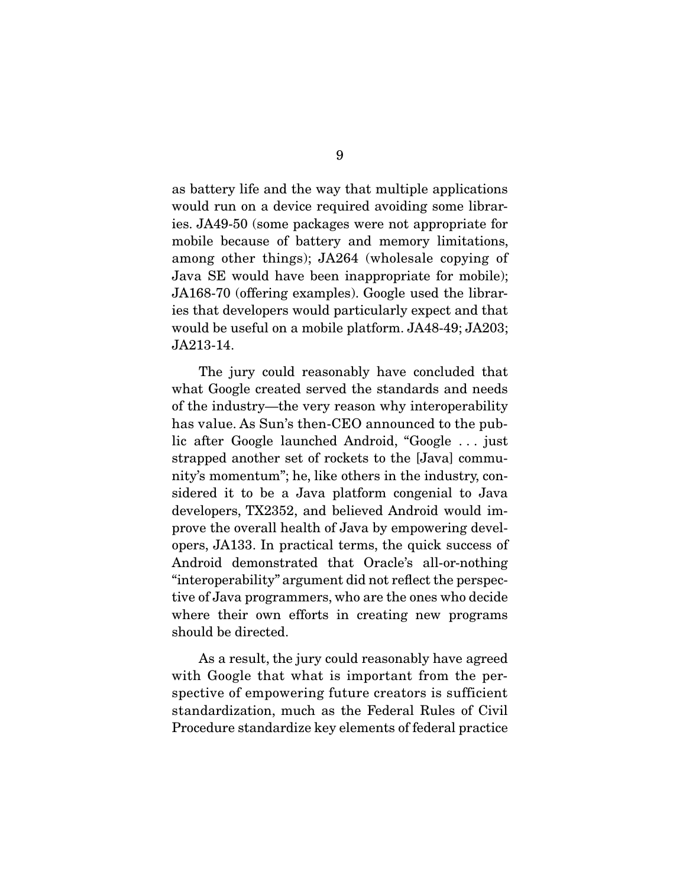as battery life and the way that multiple applications would run on a device required avoiding some libraries. JA49-50 (some packages were not appropriate for mobile because of battery and memory limitations, among other things); JA264 (wholesale copying of Java SE would have been inappropriate for mobile); JA168-70 (offering examples). Google used the libraries that developers would particularly expect and that would be useful on a mobile platform. JA48-49; JA203; JA213-14.

The jury could reasonably have concluded that what Google created served the standards and needs of the industry—the very reason why interoperability has value. As Sun's then-CEO announced to the public after Google launched Android, "Google . . . just strapped another set of rockets to the [Java] community's momentum"; he, like others in the industry, considered it to be a Java platform congenial to Java developers, TX2352, and believed Android would improve the overall health of Java by empowering developers, JA133. In practical terms, the quick success of Android demonstrated that Oracle's all-or-nothing "interoperability" argument did not reflect the perspective of Java programmers, who are the ones who decide where their own efforts in creating new programs should be directed.

As a result, the jury could reasonably have agreed with Google that what is important from the perspective of empowering future creators is sufficient standardization, much as the Federal Rules of Civil Procedure standardize key elements of federal practice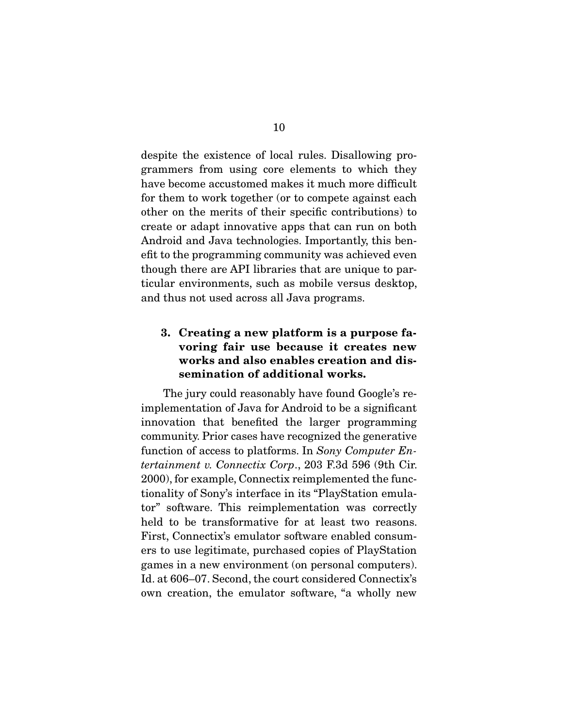despite the existence of local rules. Disallowing programmers from using core elements to which they have become accustomed makes it much more difficult for them to work together (or to compete against each other on the merits of their specific contributions) to create or adapt innovative apps that can run on both Android and Java technologies. Importantly, this benefit to the programming community was achieved even though there are API libraries that are unique to particular environments, such as mobile versus desktop, and thus not used across all Java programs.

### 3. Creating a new platform is a purpose favoring fair use because it creates new works and also enables creation and dissemination of additional works.

The jury could reasonably have found Google's reimplementation of Java for Android to be a significant innovation that benefited the larger programming community. Prior cases have recognized the generative function of access to platforms. In *Sony Computer Entertainment v. Connectix Corp*., 203 F.3d 596 (9th Cir. 2000), for example, Connectix reimplemented the functionality of Sony's interface in its "PlayStation emulator" software. This reimplementation was correctly held to be transformative for at least two reasons. First, Connectix's emulator software enabled consumers to use legitimate, purchased copies of PlayStation games in a new environment (on personal computers). Id. at 606–07. Second, the court considered Connectix's own creation, the emulator software, "a wholly new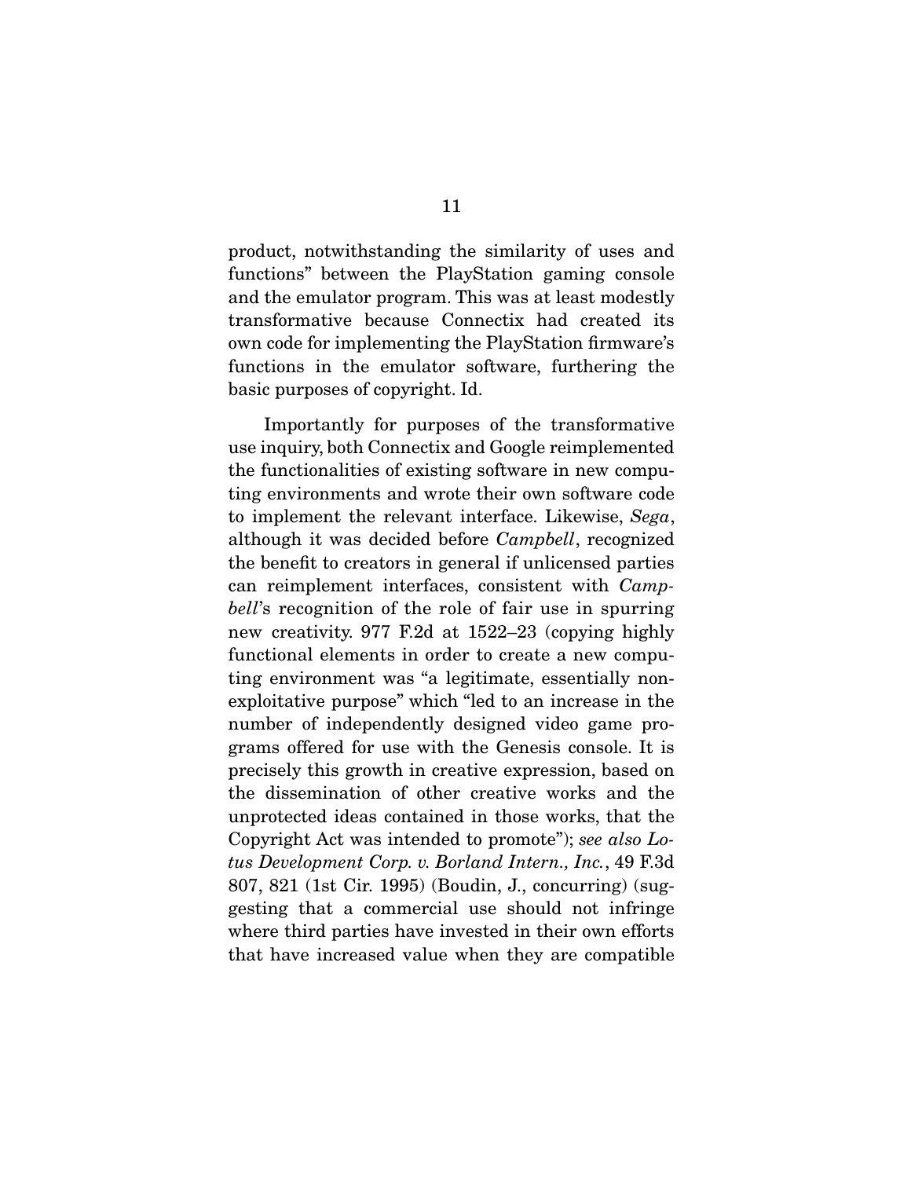product, notwithstanding the similarity of uses and functions" between the PlayStation gaming console and the emulator program. This was at least modestly transformative because Connectix had created its own code for implementing the PlayStation firmware's functions in the emulator software, furthering the basic purposes of copyright. Id.

Importantly for purposes of the transformative use inquiry, both Connectix and Google reimplemented the functionalities of existing software in new computing environments and wrote their own software code to implement the relevant interface. Likewise, *Sega*, although it was decided before *Campbell*, recognized the benefit to creators in general if unlicensed parties can reimplement interfaces, consistent with *Campbell*'s recognition of the role of fair use in spurring new creativity. 977 F.2d at 1522–23 (copying highly functional elements in order to create a new computing environment was "a legitimate, essentially non-exploitative purpose" which "led to an increase in the number of independently designed video game programs offered for use with the Genesis console. It is precisely this growth in creative expression, based on the dissemination of other creative works and the unprotected ideas contained in those works, that the Copyright Act was intended to promote"); *see also Lotus Development Corp. v. Borland Intern., Inc.*, 49 F.3d 807, 821 (1st Cir. 1995) (Boudin, J., concurring) (suggesting that a commercial use should not infringe where third parties have invested in their own efforts that have increased value when they are compatible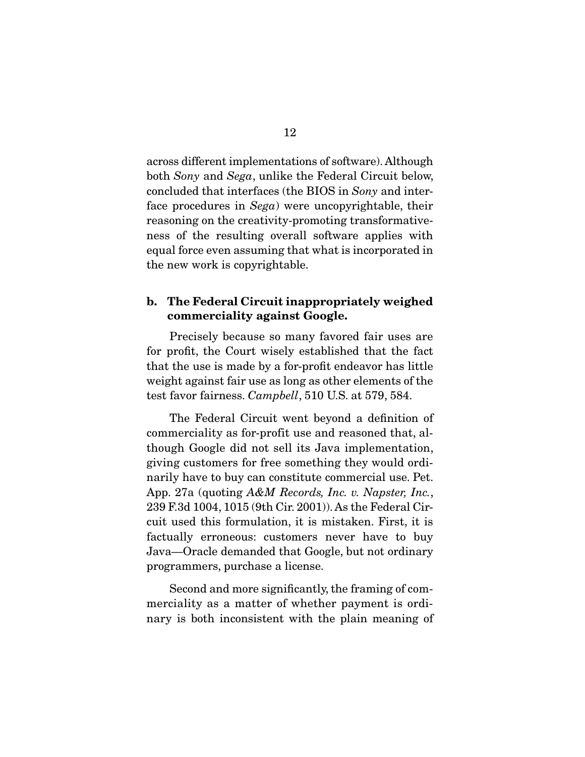across different implementations of software). Although both *Sony* and *Sega*, unlike the Federal Circuit below, concluded that interfaces (the BIOS in *Sony* and interface procedures in *Sega*) were uncopyrightable, their reasoning on the creativity-promoting transformativeness of the resulting overall software applies with equal force even assuming that what is incorporated in the new work is copyrightable.

### b. The Federal Circuit inappropriately weighed commerciality against Google.

Precisely because so many favored fair uses are for profit, the Court wisely established that the fact that the use is made by a for-profit endeavor has little weight against fair use as long as other elements of the test favor fairness. *Campbell*, 510 U.S. at 579, 584.

The Federal Circuit went beyond a definition of commerciality as for-profit use and reasoned that, although Google did not sell its Java implementation, giving customers for free something they would ordinarily have to buy can constitute commercial use. Pet. App. 27a (quoting *A&M Records, Inc. v. Napster, Inc.*, 239 F.3d 1004, 1015 (9th Cir. 2001)). As the Federal Circuit used this formulation, it is mistaken. First, it is factually erroneous: customers never have to buy Java—Oracle demanded that Google, but not ordinary programmers, purchase a license.

Second and more significantly, the framing of commerciality as a matter of whether payment is ordinary is both inconsistent with the plain meaning of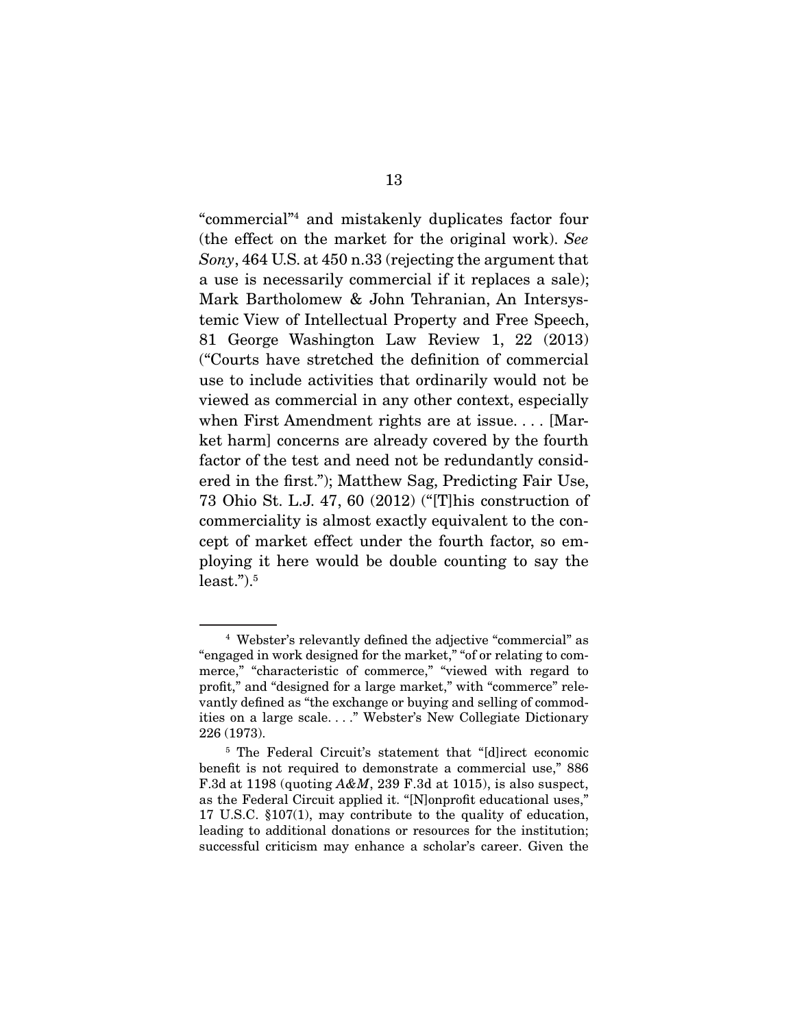"commercial"[4] and mistakenly duplicates factor four (the effect on the market for the original work). *See Sony*, 464 U.S. at 450 n.33 (rejecting the argument that a use is necessarily commercial if it replaces a sale); Mark Bartholomew & John Tehranian, An Intersystemic View of Intellectual Property and Free Speech, 81 George Washington Law Review 1, 22 (2013) ("Courts have stretched the definition of commercial use to include activities that ordinarily would not be viewed as commercial in any other context, especially when First Amendment rights are at issue. . . . [Market harm] concerns are already covered by the fourth factor of the test and need not be redundantly considered in the first."); Matthew Sag, Predicting Fair Use, 73 Ohio St. L.J. 47, 60 (2012) ("[T]his construction of commerciality is almost exactly equivalent to the concept of market effect under the fourth factor, so employing it here would be double counting to say the least.").[5]

---

[4] Webster's relevantly defined the adjective "commercial" as "engaged in work designed for the market," "of or relating to commerce," "characteristic of commerce," "viewed with regard to profit," and "designed for a large market," with "commerce" relevantly defined as "the exchange or buying and selling of commodities on a large scale. . . ." Webster's New Collegiate Dictionary 226 (1973).

[5] The Federal Circuit's statement that "[d]irect economic benefit is not required to demonstrate a commercial use," 886 F.3d at 1198 (quoting *A&M*, 239 F.3d at 1015), is also suspect, as the Federal Circuit applied it. "[N]onprofit educational uses," 17 U.S.C. §107(1), may contribute to the quality of education, leading to additional donations or resources for the institution; successful criticism may enhance a scholar's career. Given the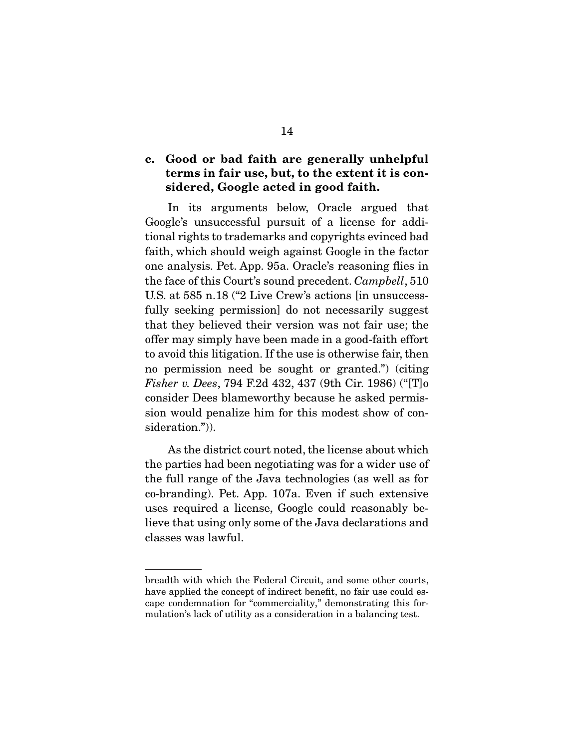### c. Good or bad faith are generally unhelpful terms in fair use, but, to the extent it is considered, Google acted in good faith.

In its arguments below, Oracle argued that Google's unsuccessful pursuit of a license for additional rights to trademarks and copyrights evinced bad faith, which should weigh against Google in the factor one analysis. Pet. App. 95a. Oracle's reasoning flies in the face of this Court's sound precedent. *Campbell*, 510 U.S. at 585 n.18 ("2 Live Crew's actions [in unsuccessfully seeking permission] do not necessarily suggest that they believed their version was not fair use; the offer may simply have been made in a good-faith effort to avoid this litigation. If the use is otherwise fair, then no permission need be sought or granted.") (citing *Fisher v. Dees*, 794 F.2d 432, 437 (9th Cir. 1986) ("[T]o consider Dees blameworthy because he asked permission would penalize him for this modest show of consideration.")).

As the district court noted, the license about which the parties had been negotiating was for a wider use of the full range of the Java technologies (as well as for co-branding). Pet. App. 107a. Even if such extensive uses required a license, Google could reasonably believe that using only some of the Java declarations and classes was lawful.

---

breadth with which the Federal Circuit, and some other courts, have applied the concept of indirect benefit, no fair use could escape condemnation for "commerciality," demonstrating this formulation's lack of utility as a consideration in a balancing test.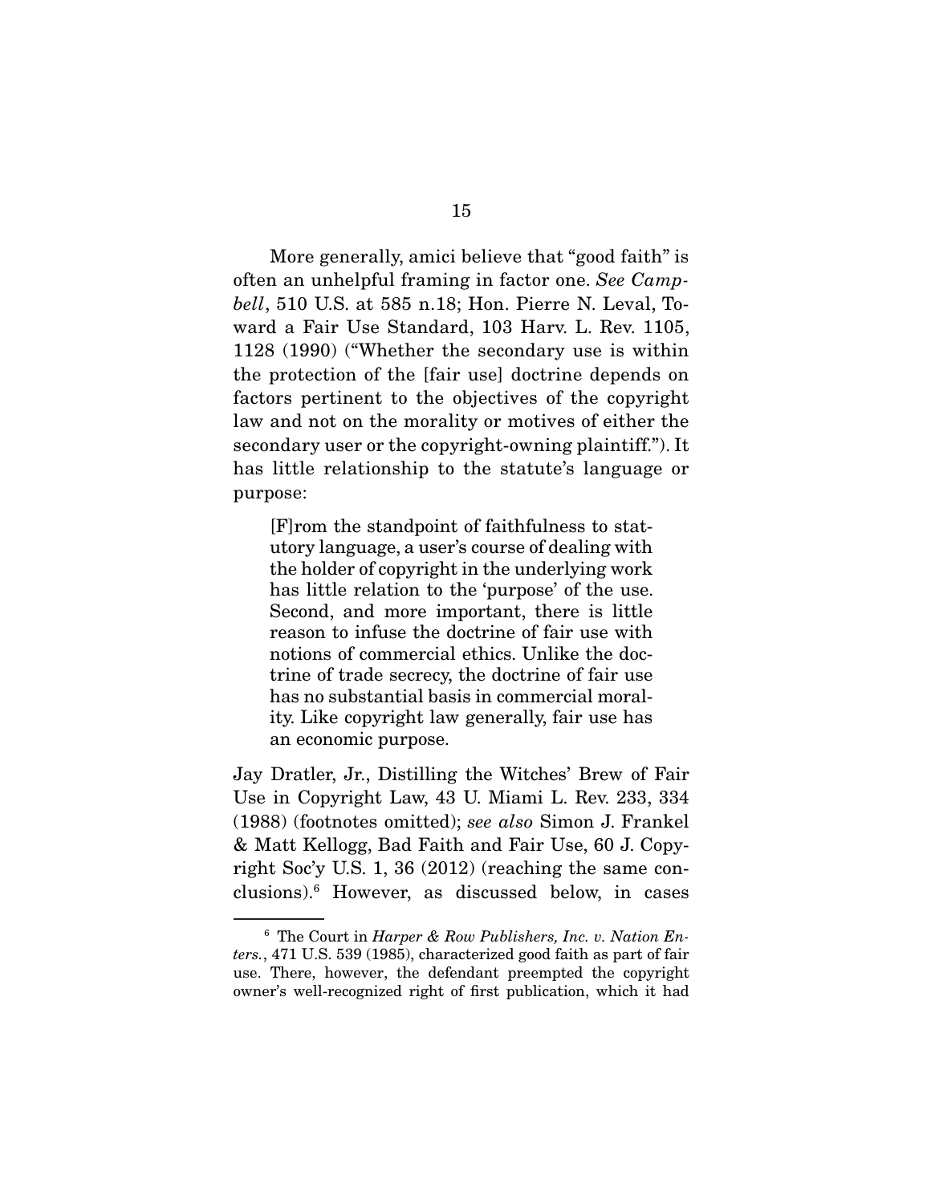More generally, amici believe that "good faith" is often an unhelpful framing in factor one. *See Campbell*, 510 U.S. at 585 n.18; Hon. Pierre N. Leval, Toward a Fair Use Standard, 103 Harv. L. Rev. 1105, 1128 (1990) ("Whether the secondary use is within the protection of the [fair use] doctrine depends on factors pertinent to the objectives of the copyright law and not on the morality or motives of either the secondary user or the copyright-owning plaintiff."). It has little relationship to the statute's language or purpose:

> [F]rom the standpoint of faithfulness to statutory language, a user's course of dealing with the holder of copyright in the underlying work has little relation to the 'purpose' of the use. Second, and more important, there is little reason to infuse the doctrine of fair use with notions of commercial ethics. Unlike the doctrine of trade secrecy, the doctrine of fair use has no substantial basis in commercial morality. Like copyright law generally, fair use has an economic purpose.

Jay Dratler, Jr., Distilling the Witches' Brew of Fair Use in Copyright Law, 43 U. Miami L. Rev. 233, 334 (1988) (footnotes omitted); *see also* Simon J. Frankel & Matt Kellogg, Bad Faith and Fair Use, 60 J. Copyright Soc'y U.S. 1, 36 (2012) (reaching the same conclusions).[6] However, as discussed below, in cases

[6] The Court in *Harper & Row Publishers, Inc. v. Nation Enters.*, 471 U.S. 539 (1985), characterized good faith as part of fair use. There, however, the defendant preempted the copyright owner's well-recognized right of first publication, which it had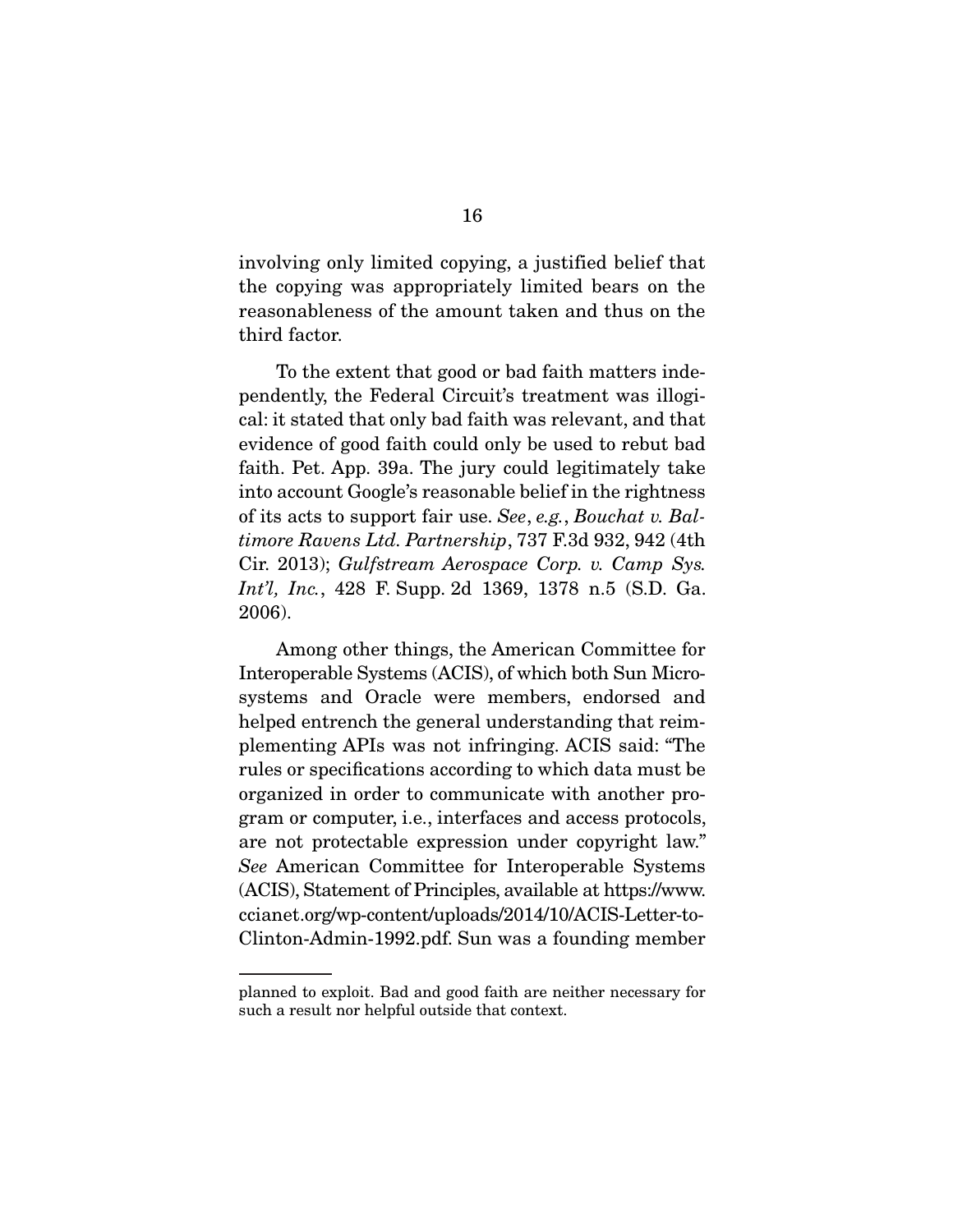involving only limited copying, a justified belief that the copying was appropriately limited bears on the reasonableness of the amount taken and thus on the third factor.

To the extent that good or bad faith matters independently, the Federal Circuit's treatment was illogical: it stated that only bad faith was relevant, and that evidence of good faith could only be used to rebut bad faith. Pet. App. 39a. The jury could legitimately take into account Google's reasonable belief in the rightness of its acts to support fair use. *See*, *e.g.*, *Bouchat v. Baltimore Ravens Ltd. Partnership*, 737 F.3d 932, 942 (4th Cir. 2013); *Gulfstream Aerospace Corp. v. Camp Sys. Int'l, Inc.*, 428 F. Supp. 2d 1369, 1378 n.5 (S.D. Ga. 2006).

Among other things, the American Committee for Interoperable Systems (ACIS), of which both Sun Microsystems and Oracle were members, endorsed and helped entrench the general understanding that reimplementing APIs was not infringing. ACIS said: "The rules or specifications according to which data must be organized in order to communicate with another program or computer, i.e., interfaces and access protocols, are not protectable expression under copyright law." *See* American Committee for Interoperable Systems (ACIS), Statement of Principles, available at https://www.ccianet.org/wp-content/uploads/2014/10/ACIS-Letter-to-Clinton-Admin-1992.pdf. Sun was a founding member

---

planned to exploit. Bad and good faith are neither necessary for such a result nor helpful outside that context.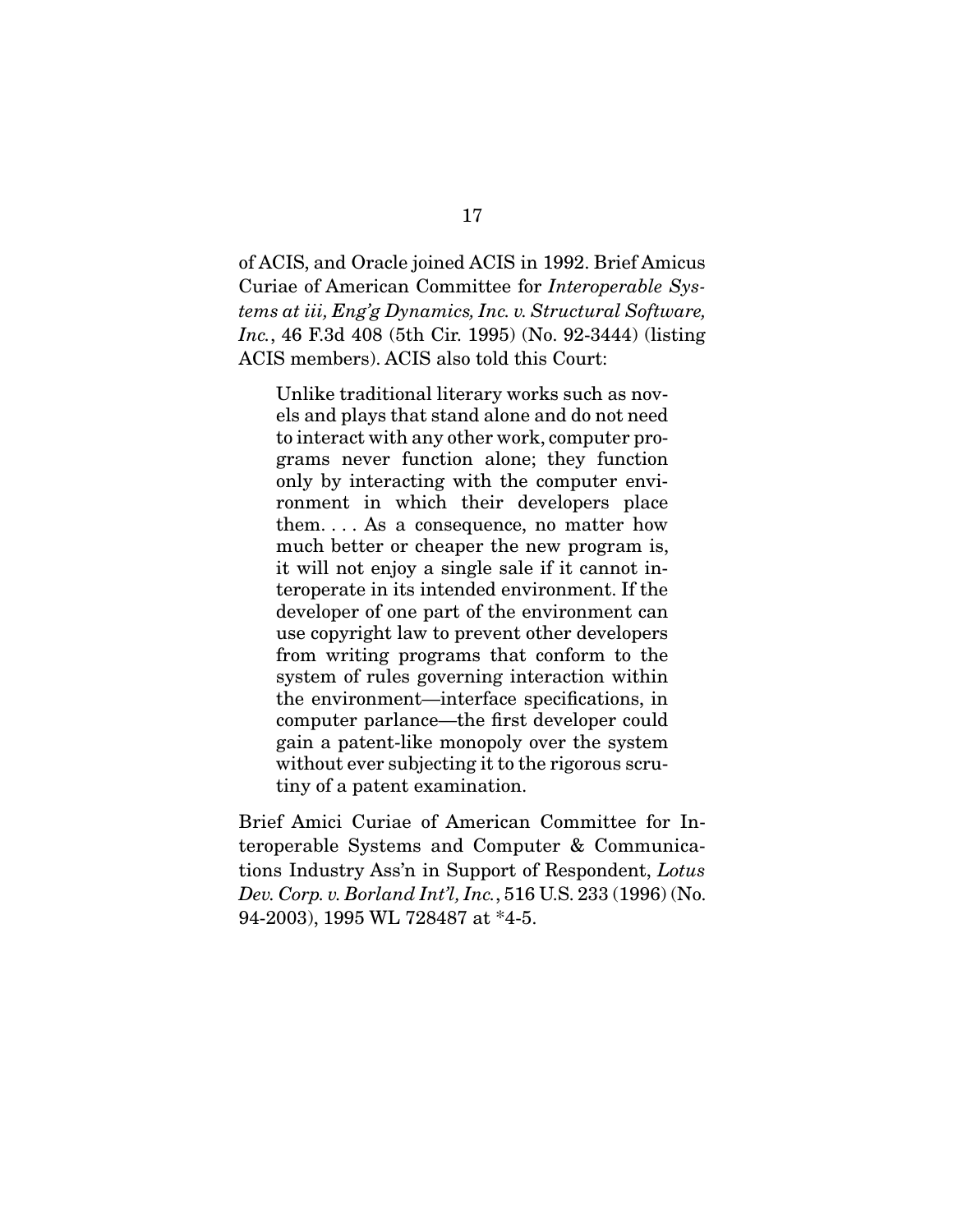of ACIS, and Oracle joined ACIS in 1992. Brief Amicus Curiae of American Committee for *Interoperable Systems at iii, Eng'g Dynamics, Inc. v. Structural Software, Inc.*, 46 F.3d 408 (5th Cir. 1995) (No. 92-3444) (listing ACIS members). ACIS also told this Court:

> Unlike traditional literary works such as novels and plays that stand alone and do not need to interact with any other work, computer programs never function alone; they function only by interacting with the computer environment in which their developers place them. . . . As a consequence, no matter how much better or cheaper the new program is, it will not enjoy a single sale if it cannot interoperate in its intended environment. If the developer of one part of the environment can use copyright law to prevent other developers from writing programs that conform to the system of rules governing interaction within the environment—interface specifications, in computer parlance—the first developer could gain a patent-like monopoly over the system without ever subjecting it to the rigorous scrutiny of a patent examination.

Brief Amici Curiae of American Committee for Interoperable Systems and Computer & Communications Industry Ass'n in Support of Respondent, *Lotus Dev. Corp. v. Borland Int'l, Inc.*, 516 U.S. 233 (1996) (No. 94-2003), 1995 WL 728487 at *4-5.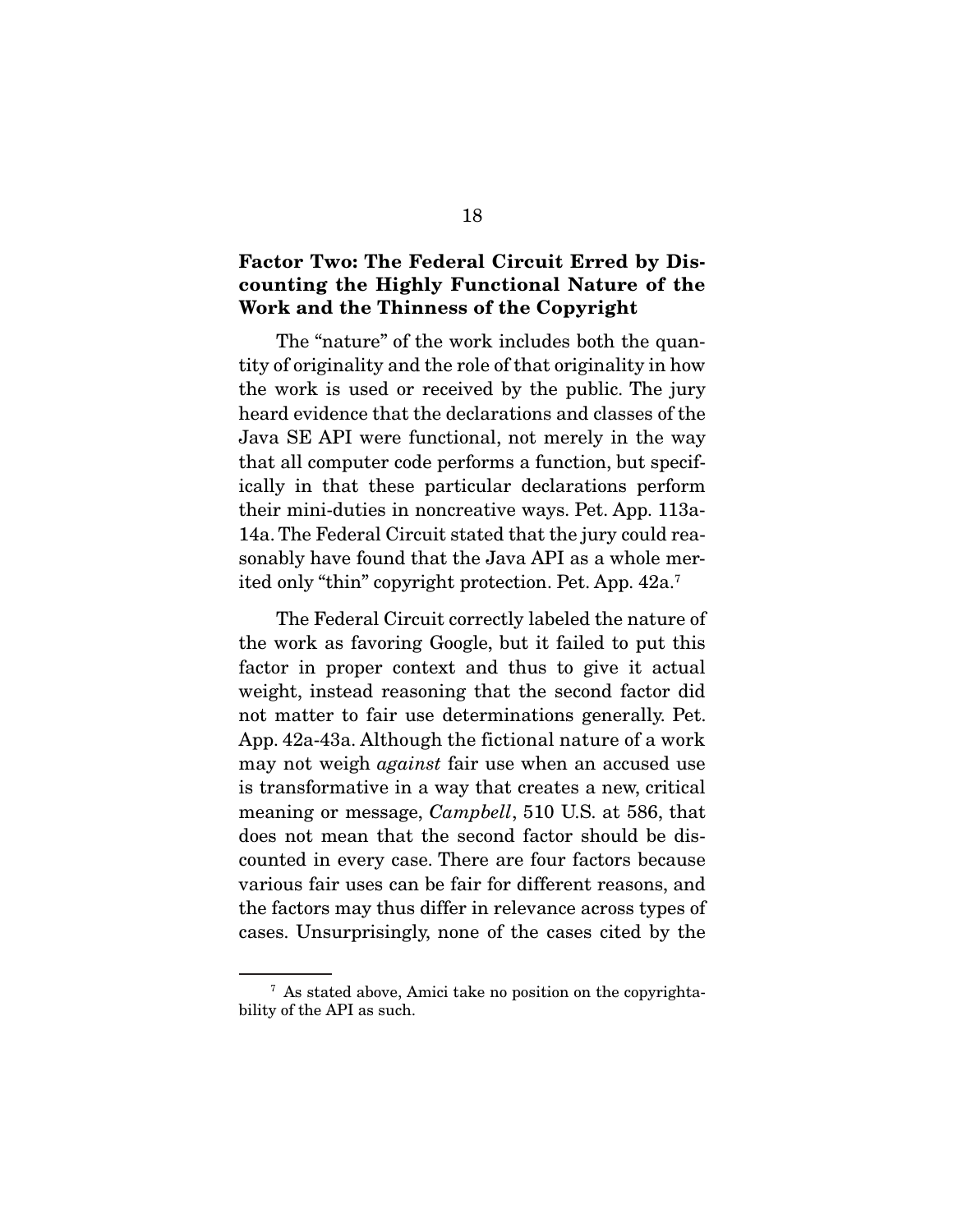### Factor Two: The Federal Circuit Erred by Discounting the Highly Functional Nature of the Work and the Thinness of the Copyright

The "nature" of the work includes both the quantity of originality and the role of that originality in how the work is used or received by the public. The jury heard evidence that the declarations and classes of the Java SE API were functional, not merely in the way that all computer code performs a function, but specifically in that these particular declarations perform their mini-duties in noncreative ways. Pet. App. 113a-14a. The Federal Circuit stated that the jury could reasonably have found that the Java API as a whole merited only "thin" copyright protection. Pet. App. 42a.[7]

The Federal Circuit correctly labeled the nature of the work as favoring Google, but it failed to put this factor in proper context and thus to give it actual weight, instead reasoning that the second factor did not matter to fair use determinations generally. Pet. App. 42a-43a. Although the fictional nature of a work may not weigh *against* fair use when an accused use is transformative in a way that creates a new, critical meaning or message, *Campbell*, 510 U.S. at 586, that does not mean that the second factor should be discounted in every case. There are four factors because various fair uses can be fair for different reasons, and the factors may thus differ in relevance across types of cases. Unsurprisingly, none of the cases cited by the

---

[7] As stated above, Amici take no position on the copyrightability of the API as such.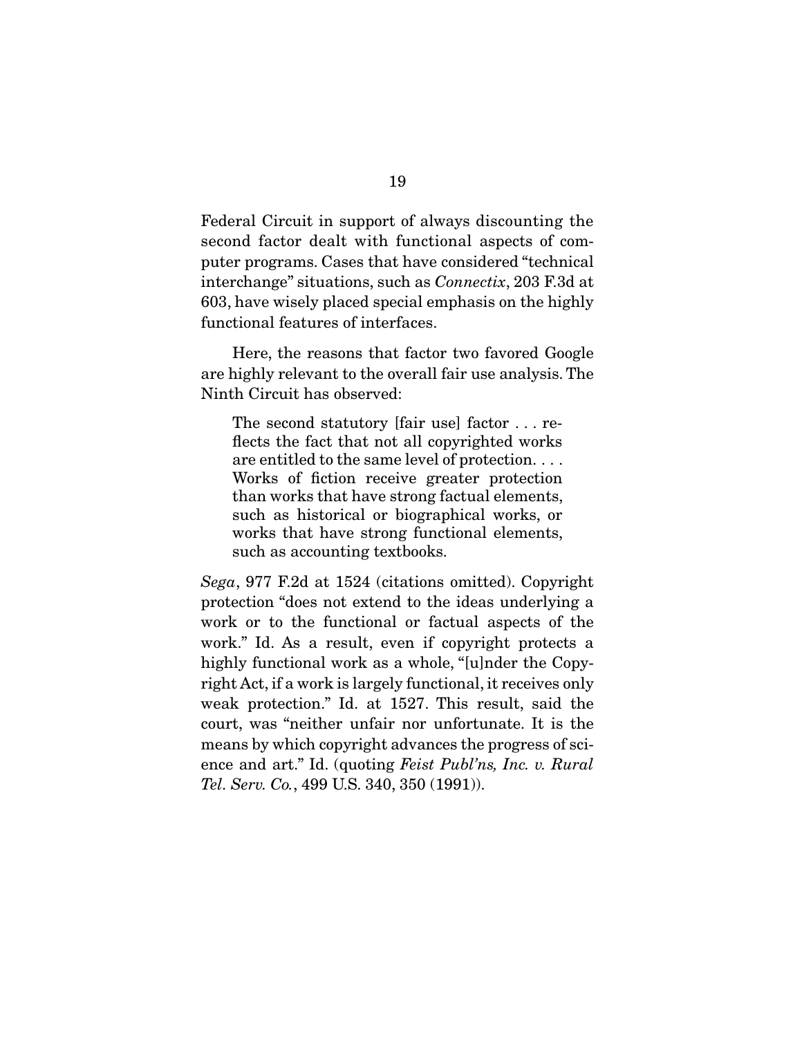Federal Circuit in support of always discounting the second factor dealt with functional aspects of computer programs. Cases that have considered "technical interchange" situations, such as *Connectix*, 203 F.3d at 603, have wisely placed special emphasis on the highly functional features of interfaces.

Here, the reasons that factor two favored Google are highly relevant to the overall fair use analysis. The Ninth Circuit has observed:

> The second statutory [fair use] factor . . . reflects the fact that not all copyrighted works are entitled to the same level of protection. . . . Works of fiction receive greater protection than works that have strong factual elements, such as historical or biographical works, or works that have strong functional elements, such as accounting textbooks.

*Sega*, 977 F.2d at 1524 (citations omitted). Copyright protection "does not extend to the ideas underlying a work or to the functional or factual aspects of the work." Id. As a result, even if copyright protects a highly functional work as a whole, "[u]nder the Copyright Act, if a work is largely functional, it receives only weak protection." Id. at 1527. This result, said the court, was "neither unfair nor unfortunate. It is the means by which copyright advances the progress of science and art." Id. (quoting *Feist Publ'ns, Inc. v. Rural Tel. Serv. Co.*, 499 U.S. 340, 350 (1991)).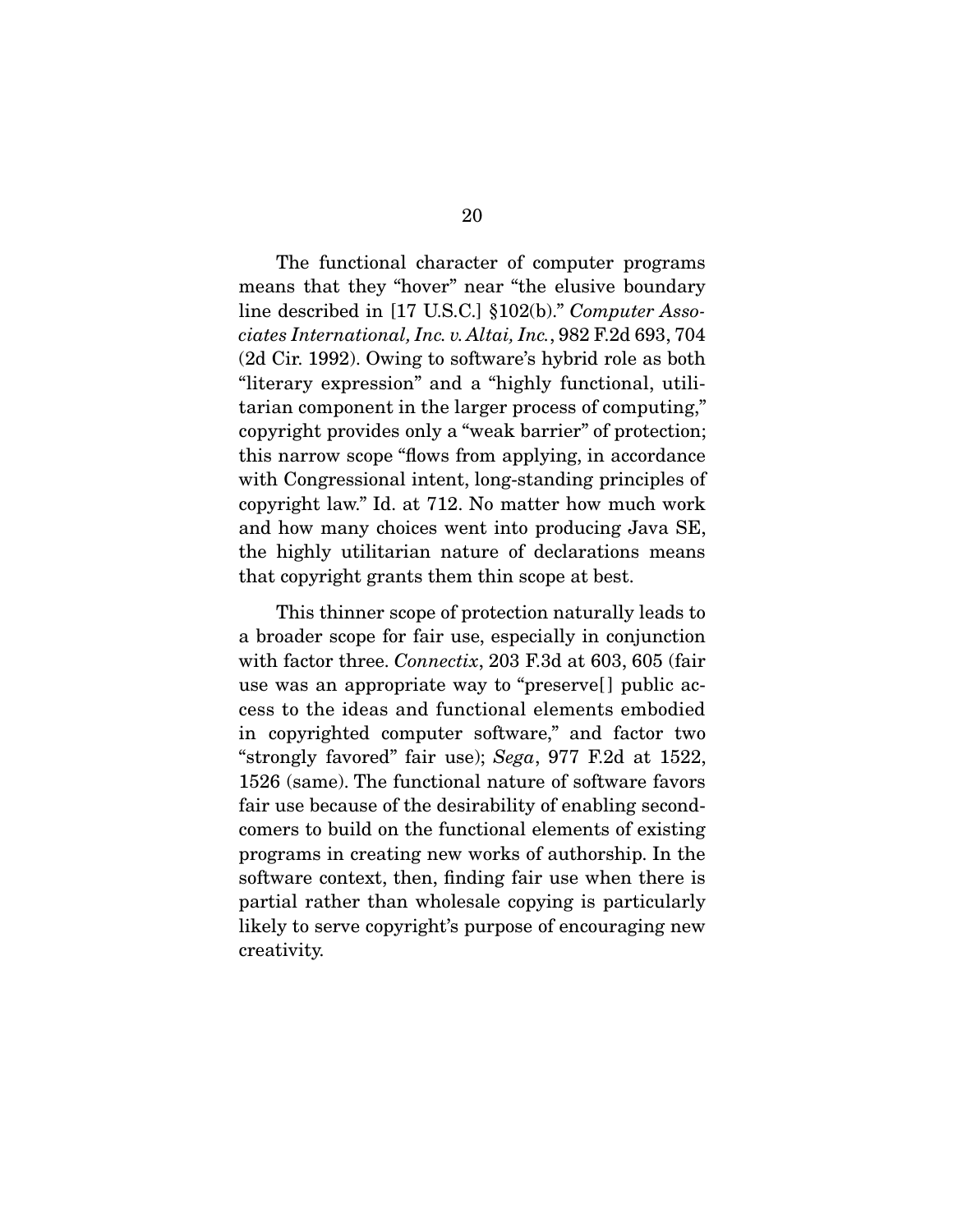The functional character of computer programs means that they "hover" near "the elusive boundary line described in [17 U.S.C.] §102(b)." *Computer Associates International, Inc. v. Altai, Inc.*, 982 F.2d 693, 704 (2d Cir. 1992). Owing to software's hybrid role as both "literary expression" and a "highly functional, utilitarian component in the larger process of computing," copyright provides only a "weak barrier" of protection; this narrow scope "flows from applying, in accordance with Congressional intent, long-standing principles of copyright law." Id. at 712. No matter how much work and how many choices went into producing Java SE, the highly utilitarian nature of declarations means that copyright grants them thin scope at best.

This thinner scope of protection naturally leads to a broader scope for fair use, especially in conjunction with factor three. *Connectix*, 203 F.3d at 603, 605 (fair use was an appropriate way to "preserve[] public access to the ideas and functional elements embodied in copyrighted computer software," and factor two "strongly favored" fair use); *Sega*, 977 F.2d at 1522, 1526 (same). The functional nature of software favors fair use because of the desirability of enabling second-comers to build on the functional elements of existing programs in creating new works of authorship. In the software context, then, finding fair use when there is partial rather than wholesale copying is particularly likely to serve copyright's purpose of encouraging new creativity.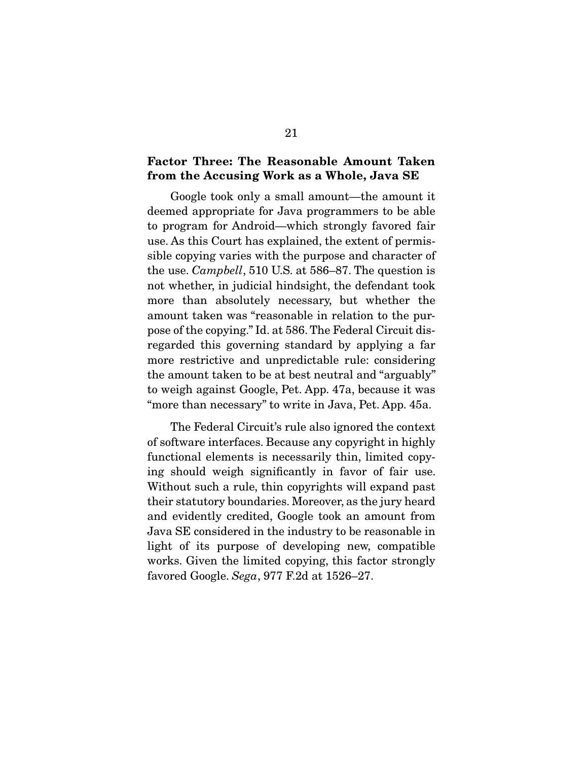### Factor Three: The Reasonable Amount Taken from the Accusing Work as a Whole, Java SE

Google took only a small amount—the amount it deemed appropriate for Java programmers to be able to program for Android—which strongly favored fair use. As this Court has explained, the extent of permissible copying varies with the purpose and character of the use. *Campbell*, 510 U.S. at 586–87. The question is not whether, in judicial hindsight, the defendant took more than absolutely necessary, but whether the amount taken was "reasonable in relation to the purpose of the copying." Id. at 586. The Federal Circuit disregarded this governing standard by applying a far more restrictive and unpredictable rule: considering the amount taken to be at best neutral and "arguably" to weigh against Google, Pet. App. 47a, because it was "more than necessary" to write in Java, Pet. App. 45a.

The Federal Circuit's rule also ignored the context of software interfaces. Because any copyright in highly functional elements is necessarily thin, limited copying should weigh significantly in favor of fair use. Without such a rule, thin copyrights will expand past their statutory boundaries. Moreover, as the jury heard and evidently credited, Google took an amount from Java SE considered in the industry to be reasonable in light of its purpose of developing new, compatible works. Given the limited copying, this factor strongly favored Google. *Sega*, 977 F.2d at 1526–27.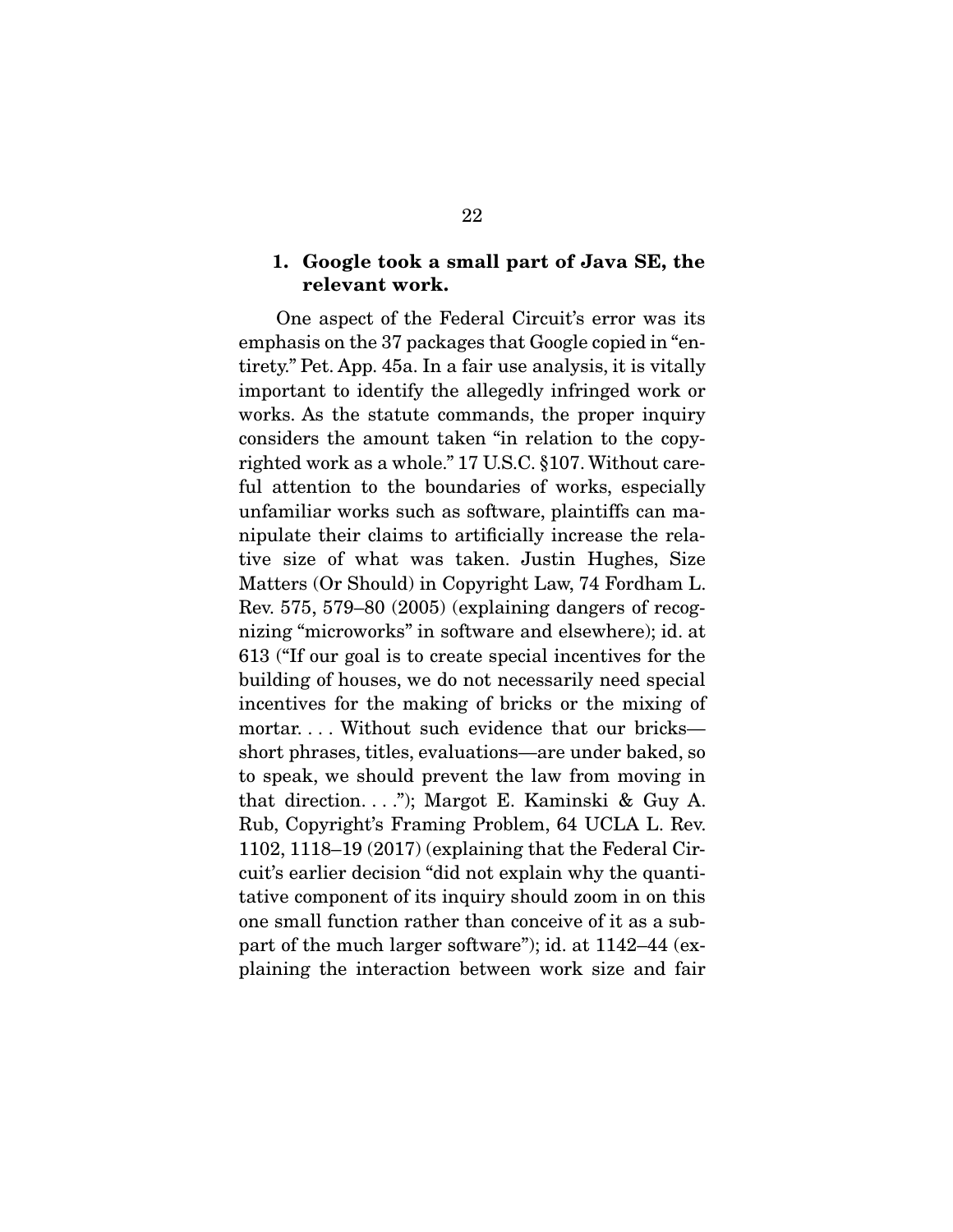### 1. Google took a small part of Java SE, the relevant work.

One aspect of the Federal Circuit's error was its emphasis on the 37 packages that Google copied in "entirety." Pet. App. 45a. In a fair use analysis, it is vitally important to identify the allegedly infringed work or works. As the statute commands, the proper inquiry considers the amount taken "in relation to the copyrighted work as a whole." 17 U.S.C. §107. Without careful attention to the boundaries of works, especially unfamiliar works such as software, plaintiffs can manipulate their claims to artificially increase the relative size of what was taken. Justin Hughes, Size Matters (Or Should) in Copyright Law, 74 Fordham L. Rev. 575, 579–80 (2005) (explaining dangers of recognizing "microworks" in software and elsewhere); id. at 613 ("If our goal is to create special incentives for the building of houses, we do not necessarily need special incentives for the making of bricks or the mixing of mortar. . . . Without such evidence that our bricks—short phrases, titles, evaluations—are under baked, so to speak, we should prevent the law from moving in that direction. . . ."); Margot E. Kaminski & Guy A. Rub, Copyright's Framing Problem, 64 UCLA L. Rev. 1102, 1118–19 (2017) (explaining that the Federal Circuit's earlier decision "did not explain why the quantitative component of its inquiry should zoom in on this one small function rather than conceive of it as a subpart of the much larger software"); id. at 1142–44 (explaining the interaction between work size and fair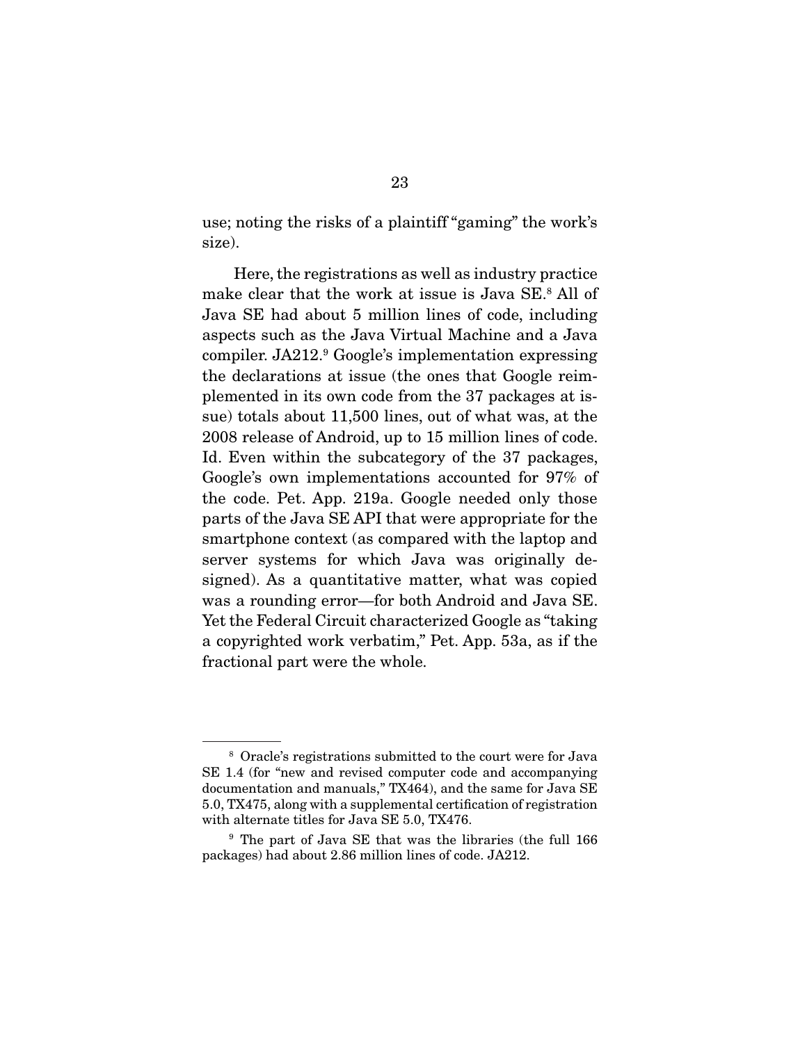use; noting the risks of a plaintiff "gaming" the work's size).

Here, the registrations as well as industry practice make clear that the work at issue is Java SE.[8] All of Java SE had about 5 million lines of code, including aspects such as the Java Virtual Machine and a Java compiler. JA212.[9] Google's implementation expressing the declarations at issue (the ones that Google reimplemented in its own code from the 37 packages at issue) totals about 11,500 lines, out of what was, at the 2008 release of Android, up to 15 million lines of code. Id. Even within the subcategory of the 37 packages, Google's own implementations accounted for 97% of the code. Pet. App. 219a. Google needed only those parts of the Java SE API that were appropriate for the smartphone context (as compared with the laptop and server systems for which Java was originally designed). As a quantitative matter, what was copied was a rounding error—for both Android and Java SE. Yet the Federal Circuit characterized Google as "taking a copyrighted work verbatim," Pet. App. 53a, as if the fractional part were the whole.

---

[8] Oracle's registrations submitted to the court were for Java SE 1.4 (for "new and revised computer code and accompanying documentation and manuals," TX464), and the same for Java SE 5.0, TX475, along with a supplemental certification of registration with alternate titles for Java SE 5.0, TX476.

[9] The part of Java SE that was the libraries (the full 166 packages) had about 2.86 million lines of code. JA212.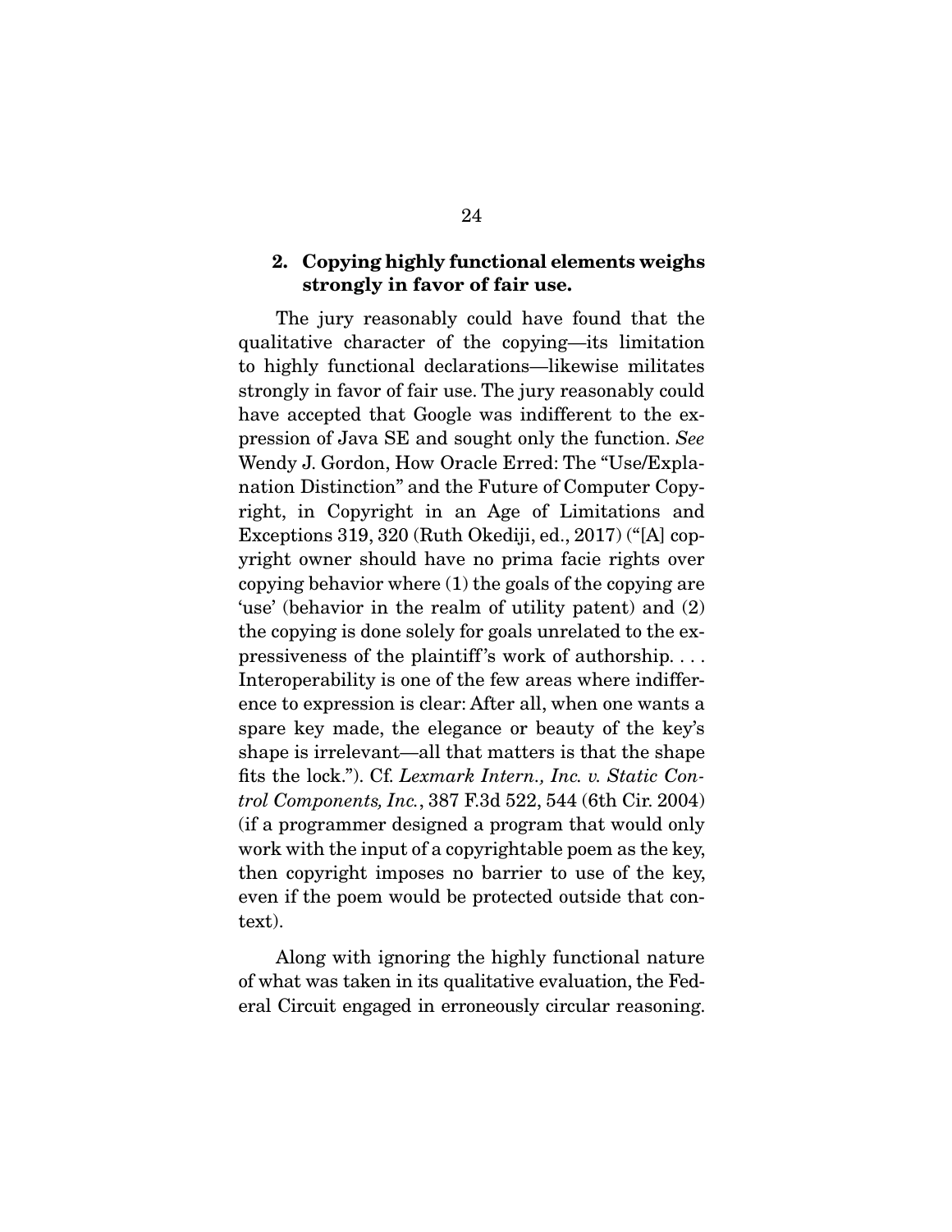### 2. Copying highly functional elements weighs strongly in favor of fair use.

The jury reasonably could have found that the qualitative character of the copying—its limitation to highly functional declarations—likewise militates strongly in favor of fair use. The jury reasonably could have accepted that Google was indifferent to the expression of Java SE and sought only the function. *See* Wendy J. Gordon, How Oracle Erred: The "Use/Explanation Distinction" and the Future of Computer Copyright, in Copyright in an Age of Limitations and Exceptions 319, 320 (Ruth Okediji, ed., 2017) ("[A] copyright owner should have no prima facie rights over copying behavior where (1) the goals of the copying are 'use' (behavior in the realm of utility patent) and (2) the copying is done solely for goals unrelated to the expressiveness of the plaintiff's work of authorship. . . . Interoperability is one of the few areas where indifference to expression is clear: After all, when one wants a spare key made, the elegance or beauty of the key's shape is irrelevant—all that matters is that the shape fits the lock."). Cf. *Lexmark Intern., Inc. v. Static Control Components, Inc.*, 387 F.3d 522, 544 (6th Cir. 2004) (if a programmer designed a program that would only work with the input of a copyrightable poem as the key, then copyright imposes no barrier to use of the key, even if the poem would be protected outside that context).

Along with ignoring the highly functional nature of what was taken in its qualitative evaluation, the Federal Circuit engaged in erroneously circular reasoning.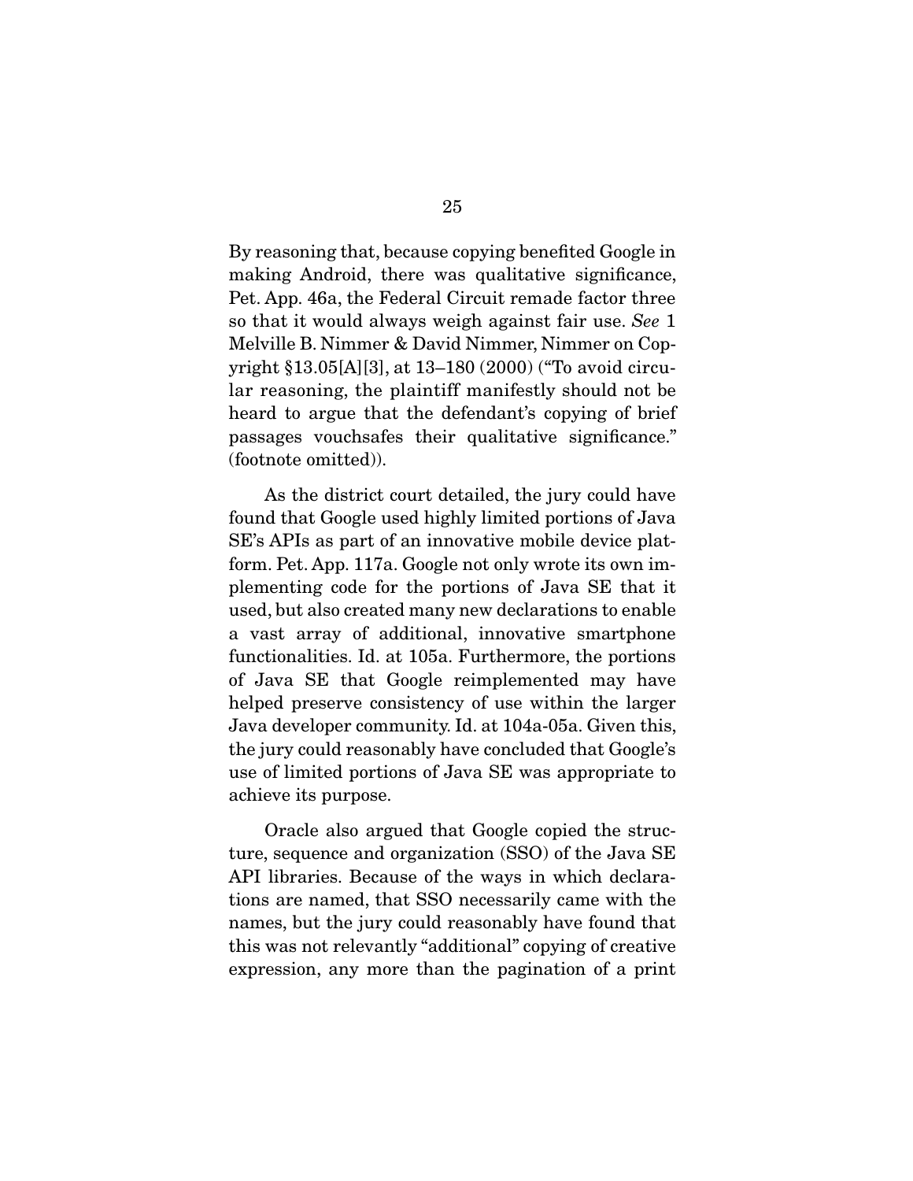By reasoning that, because copying benefited Google in making Android, there was qualitative significance, Pet. App. 46a, the Federal Circuit remade factor three so that it would always weigh against fair use. *See* 1 Melville B. Nimmer & David Nimmer, Nimmer on Copyright §13.05[A][3], at 13–180 (2000) ("To avoid circular reasoning, the plaintiff manifestly should not be heard to argue that the defendant's copying of brief passages vouchsafes their qualitative significance." (footnote omitted)).

As the district court detailed, the jury could have found that Google used highly limited portions of Java SE's APIs as part of an innovative mobile device platform. Pet. App. 117a. Google not only wrote its own implementing code for the portions of Java SE that it used, but also created many new declarations to enable a vast array of additional, innovative smartphone functionalities. Id. at 105a. Furthermore, the portions of Java SE that Google reimplemented may have helped preserve consistency of use within the larger Java developer community. Id. at 104a-05a. Given this, the jury could reasonably have concluded that Google's use of limited portions of Java SE was appropriate to achieve its purpose.

Oracle also argued that Google copied the structure, sequence and organization (SSO) of the Java SE API libraries. Because of the ways in which declarations are named, that SSO necessarily came with the names, but the jury could reasonably have found that this was not relevantly "additional" copying of creative expression, any more than the pagination of a print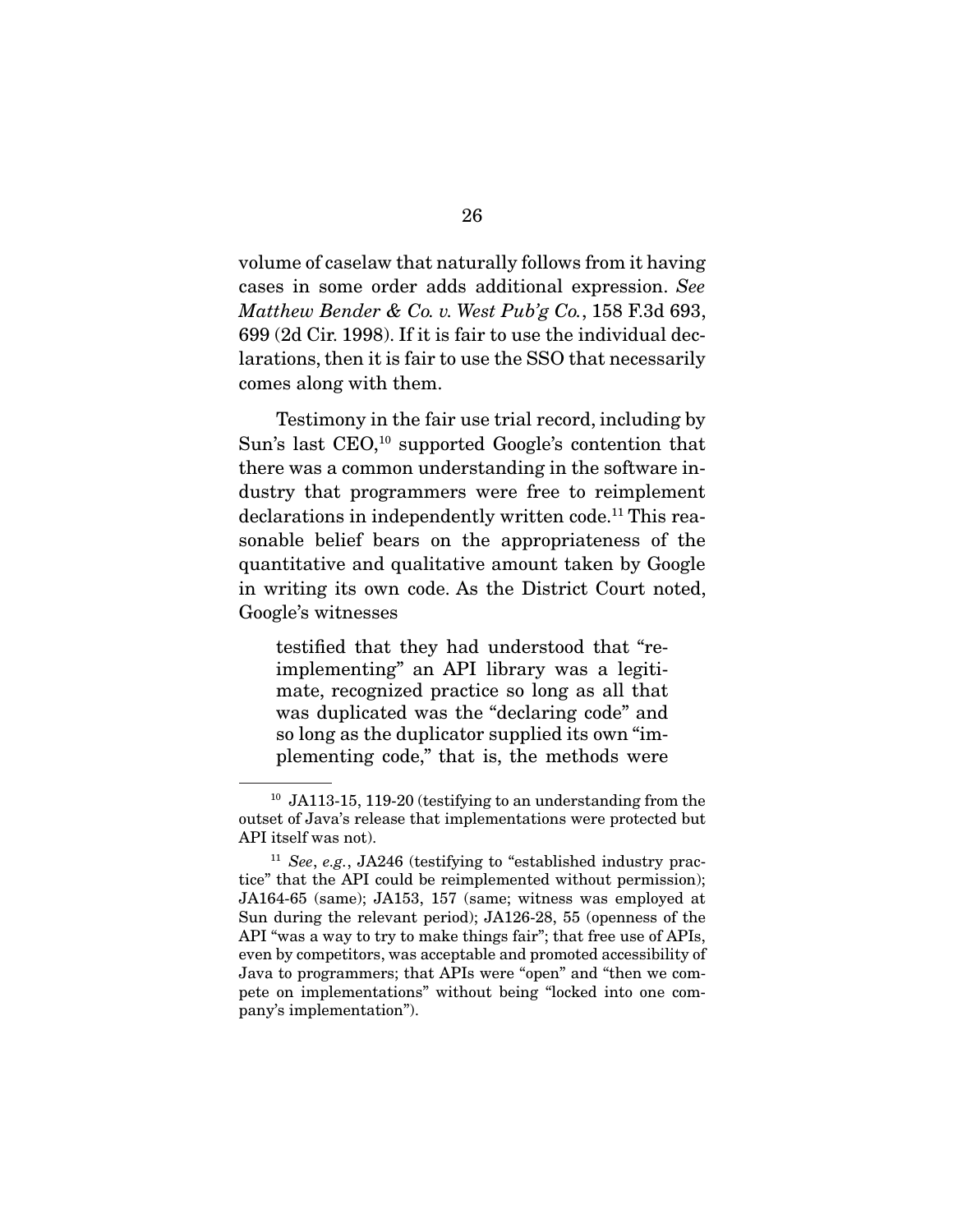volume of caselaw that naturally follows from it having cases in some order adds additional expression. *See Matthew Bender & Co. v. West Pub'g Co.*, 158 F.3d 693, 699 (2d Cir. 1998). If it is fair to use the individual declarations, then it is fair to use the SSO that necessarily comes along with them.

Testimony in the fair use trial record, including by Sun's last CEO,[10] supported Google's contention that there was a common understanding in the software industry that programmers were free to reimplement declarations in independently written code.[11] This reasonable belief bears on the appropriateness of the quantitative and qualitative amount taken by Google in writing its own code. As the District Court noted, Google's witnesses

> testified that they had understood that "reimplementing" an API library was a legitimate, recognized practice so long as all that was duplicated was the "declaring code" and so long as the duplicator supplied its own "implementing code," that is, the methods were

---

[10] JA113-15, 119-20 (testifying to an understanding from the outset of Java's release that implementations were protected but API itself was not).

[11] *See*, *e.g.*, JA246 (testifying to "established industry practice" that the API could be reimplemented without permission); JA164-65 (same); JA153, 157 (same; witness was employed at Sun during the relevant period); JA126-28, 55 (openness of the API "was a way to try to make things fair"; that free use of APIs, even by competitors, was acceptable and promoted accessibility of Java to programmers; that APIs were "open" and "then we compete on implementations" without being "locked into one company's implementation").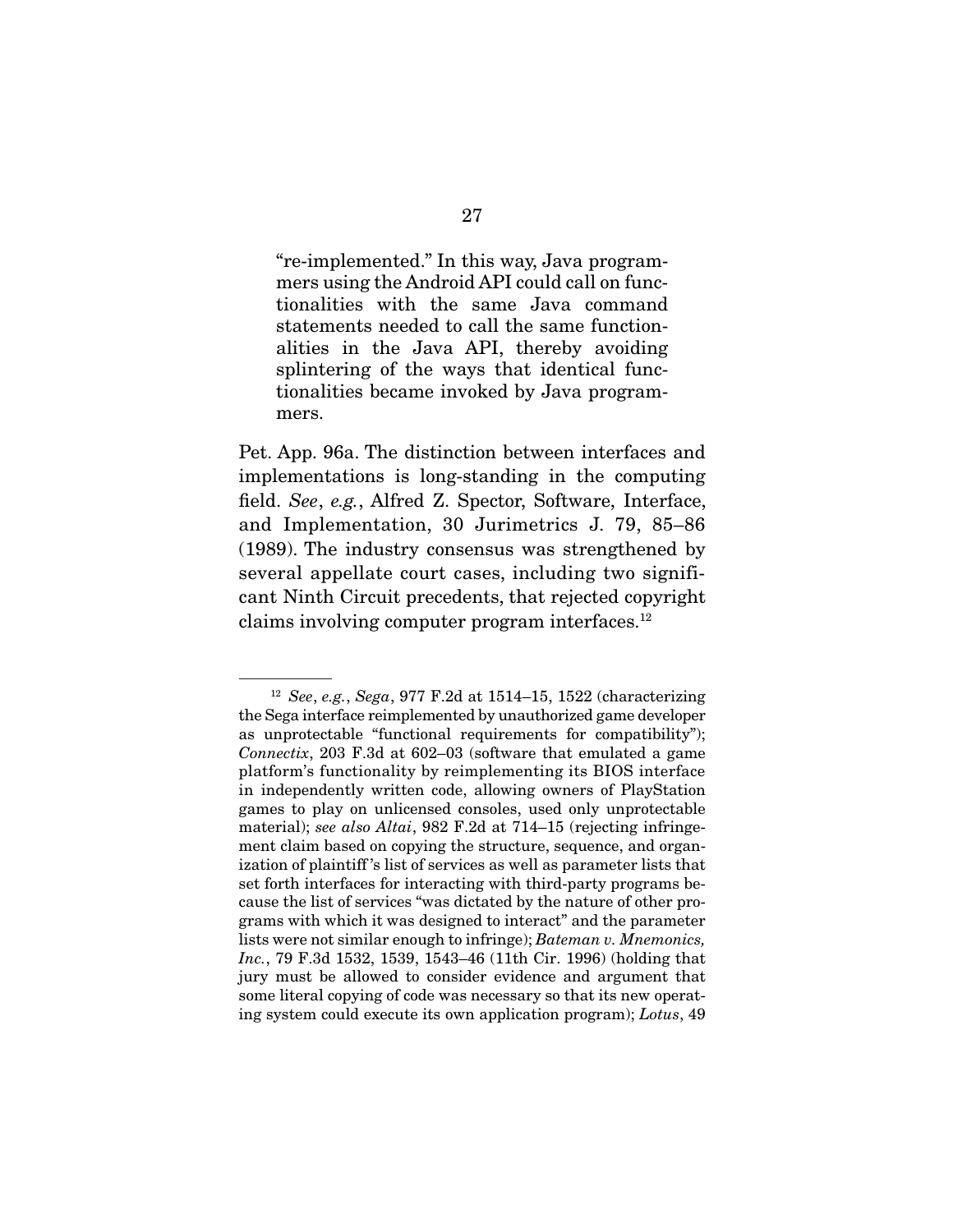> "re-implemented." In this way, Java programmers using the Android API could call on functionalities with the same Java command statements needed to call the same functionalities in the Java API, thereby avoiding splintering of the ways that identical functionalities became invoked by Java programmers.

Pet. App. 96a. The distinction between interfaces and implementations is long-standing in the computing field. *See*, *e.g.*, Alfred Z. Spector, Software, Interface, and Implementation, 30 Jurimetrics J. 79, 85–86 (1989). The industry consensus was strengthened by several appellate court cases, including two significant Ninth Circuit precedents, that rejected copyright claims involving computer program interfaces.[12]

---

[12] *See*, *e.g.*, *Sega*, 977 F.2d at 1514–15, 1522 (characterizing the Sega interface reimplemented by unauthorized game developer as unprotectable "functional requirements for compatibility"); *Connectix*, 203 F.3d at 602–03 (software that emulated a game platform's functionality by reimplementing its BIOS interface in independently written code, allowing owners of PlayStation games to play on unlicensed consoles, used only unprotectable material); *see also Altai*, 982 F.2d at 714–15 (rejecting infringement claim based on copying the structure, sequence, and organization of plaintiff's list of services as well as parameter lists that set forth interfaces for interacting with third-party programs because the list of services "was dictated by the nature of other programs with which it was designed to interact" and the parameter lists were not similar enough to infringe); *Bateman v. Mnemonics, Inc.*, 79 F.3d 1532, 1539, 1543–46 (11th Cir. 1996) (holding that jury must be allowed to consider evidence and argument that some literal copying of code was necessary so that its new operating system could execute its own application program); *Lotus*, 49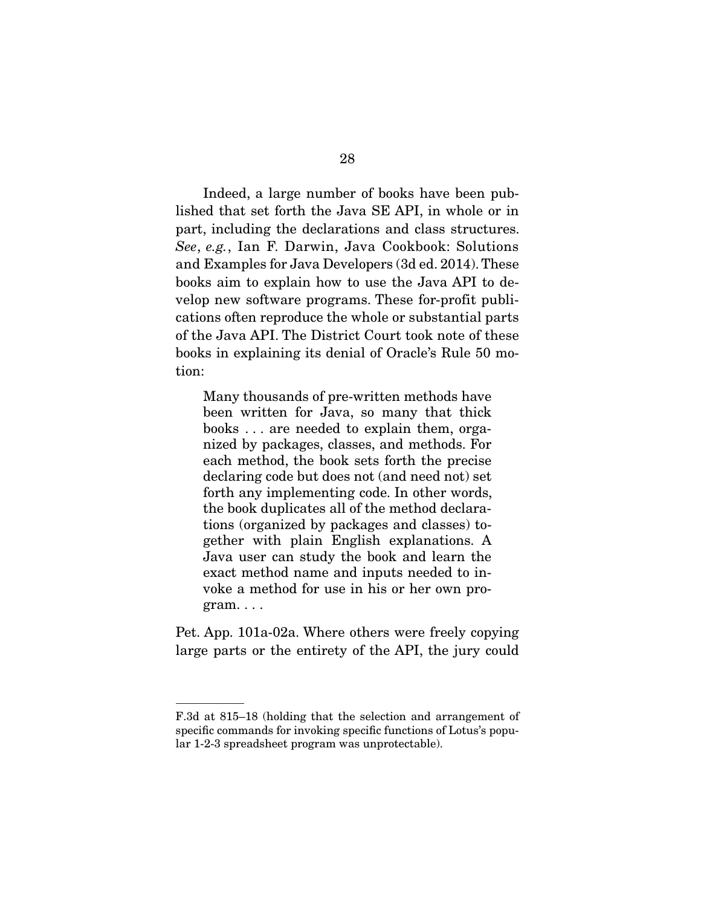Indeed, a large number of books have been published that set forth the Java SE API, in whole or in part, including the declarations and class structures. *See*, *e.g.*, Ian F. Darwin, Java Cookbook: Solutions and Examples for Java Developers (3d ed. 2014). These books aim to explain how to use the Java API to develop new software programs. These for-profit publications often reproduce the whole or substantial parts of the Java API. The District Court took note of these books in explaining its denial of Oracle's Rule 50 motion:

> Many thousands of pre-written methods have been written for Java, so many that thick books . . . are needed to explain them, organized by packages, classes, and methods. For each method, the book sets forth the precise declaring code but does not (and need not) set forth any implementing code. In other words, the book duplicates all of the method declarations (organized by packages and classes) together with plain English explanations. A Java user can study the book and learn the exact method name and inputs needed to invoke a method for use in his or her own program. . . .

Pet. App. 101a-02a. Where others were freely copying large parts or the entirety of the API, the jury could

---

F.3d at 815–18 (holding that the selection and arrangement of specific commands for invoking specific functions of Lotus's popular 1-2-3 spreadsheet program was unprotectable).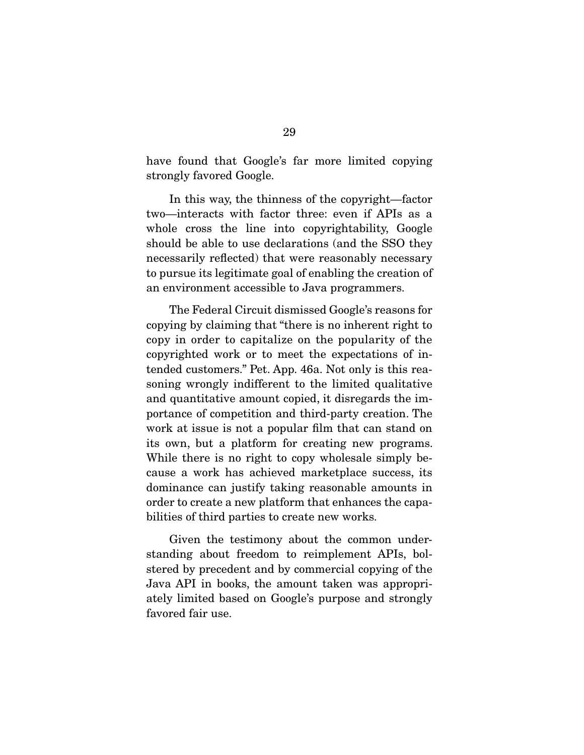have found that Google's far more limited copying strongly favored Google.

In this way, the thinness of the copyright—factor two—interacts with factor three: even if APIs as a whole cross the line into copyrightability, Google should be able to use declarations (and the SSO they necessarily reflected) that were reasonably necessary to pursue its legitimate goal of enabling the creation of an environment accessible to Java programmers.

The Federal Circuit dismissed Google's reasons for copying by claiming that "there is no inherent right to copy in order to capitalize on the popularity of the copyrighted work or to meet the expectations of intended customers." Pet. App. 46a. Not only is this reasoning wrongly indifferent to the limited qualitative and quantitative amount copied, it disregards the importance of competition and third-party creation. The work at issue is not a popular film that can stand on its own, but a platform for creating new programs. While there is no right to copy wholesale simply because a work has achieved marketplace success, its dominance can justify taking reasonable amounts in order to create a new platform that enhances the capabilities of third parties to create new works.

Given the testimony about the common understanding about freedom to reimplement APIs, bolstered by precedent and by commercial copying of the Java API in books, the amount taken was appropriately limited based on Google's purpose and strongly favored fair use.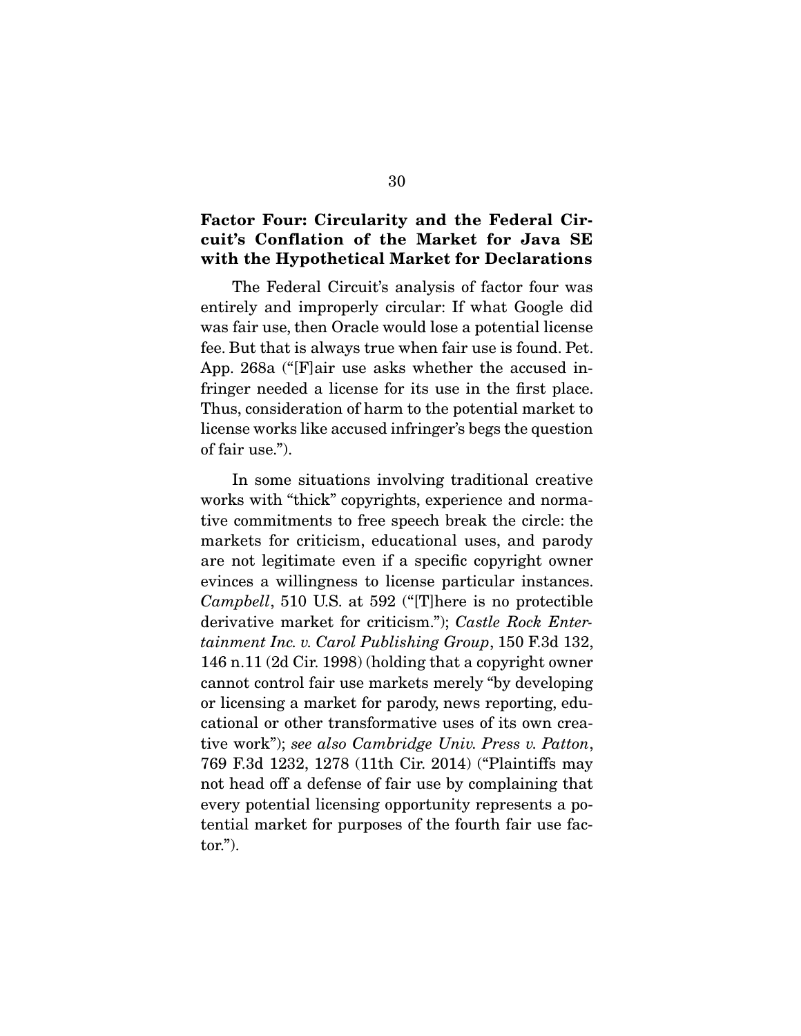### Factor Four: Circularity and the Federal Circuit's Conflation of the Market for Java SE with the Hypothetical Market for Declarations

The Federal Circuit's analysis of factor four was entirely and improperly circular: If what Google did was fair use, then Oracle would lose a potential license fee. But that is always true when fair use is found. Pet. App. 268a ("[F]air use asks whether the accused infringer needed a license for its use in the first place. Thus, consideration of harm to the potential market to license works like accused infringer's begs the question of fair use.").

In some situations involving traditional creative works with "thick" copyrights, experience and normative commitments to free speech break the circle: the markets for criticism, educational uses, and parody are not legitimate even if a specific copyright owner evinces a willingness to license particular instances. *Campbell*, 510 U.S. at 592 ("[T]here is no protectible derivative market for criticism."); *Castle Rock Entertainment Inc. v. Carol Publishing Group*, 150 F.3d 132, 146 n.11 (2d Cir. 1998) (holding that a copyright owner cannot control fair use markets merely "by developing or licensing a market for parody, news reporting, educational or other transformative uses of its own creative work"); *see also Cambridge Univ. Press v. Patton*, 769 F.3d 1232, 1278 (11th Cir. 2014) ("Plaintiffs may not head off a defense of fair use by complaining that every potential licensing opportunity represents a potential market for purposes of the fourth fair use factor.").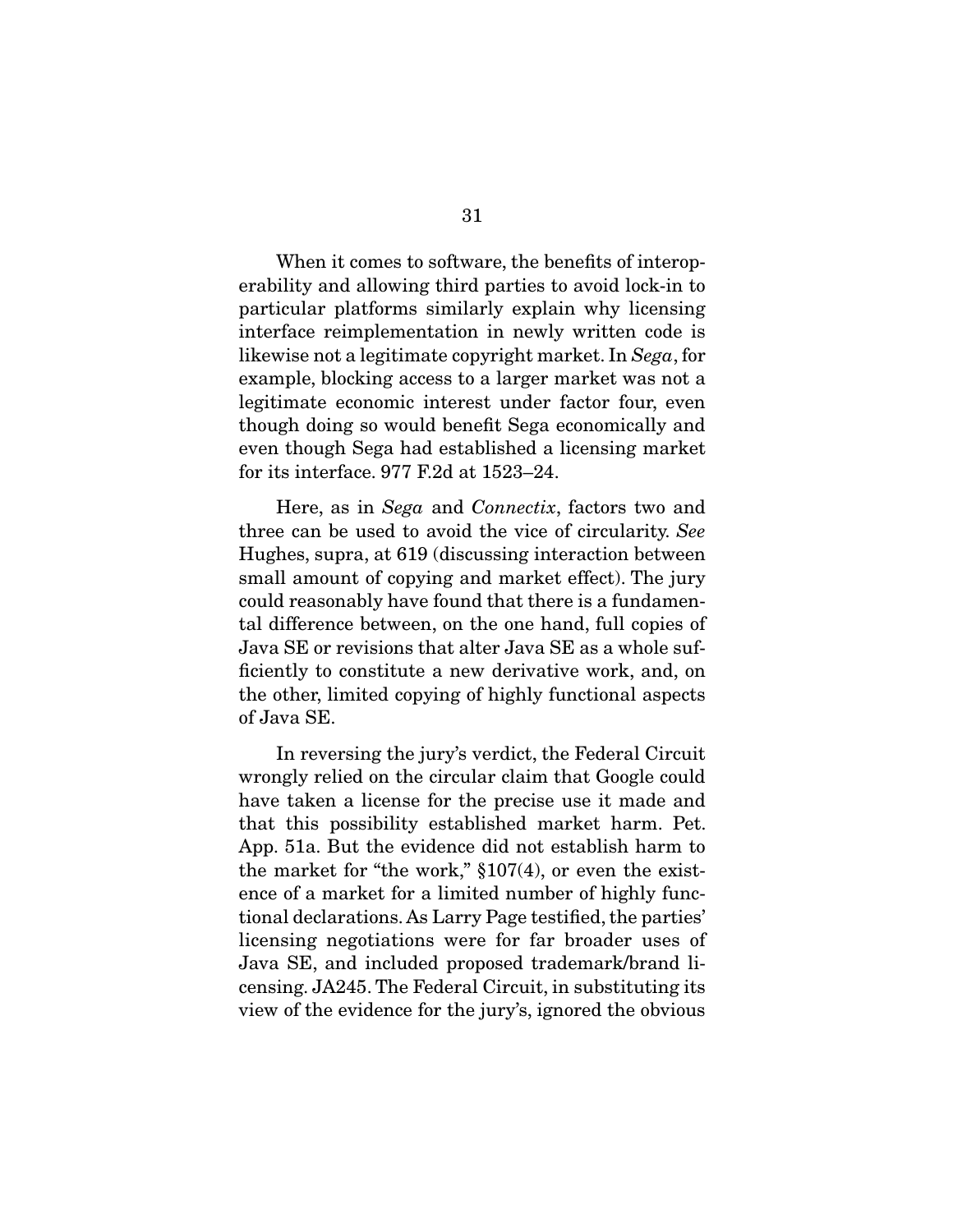When it comes to software, the benefits of interoperability and allowing third parties to avoid lock-in to particular platforms similarly explain why licensing interface reimplementation in newly written code is likewise not a legitimate copyright market. In *Sega*, for example, blocking access to a larger market was not a legitimate economic interest under factor four, even though doing so would benefit Sega economically and even though Sega had established a licensing market for its interface. 977 F.2d at 1523–24.

Here, as in *Sega* and *Connectix*, factors two and three can be used to avoid the vice of circularity. *See* Hughes, supra, at 619 (discussing interaction between small amount of copying and market effect). The jury could reasonably have found that there is a fundamental difference between, on the one hand, full copies of Java SE or revisions that alter Java SE as a whole sufficiently to constitute a new derivative work, and, on the other, limited copying of highly functional aspects of Java SE.

In reversing the jury's verdict, the Federal Circuit wrongly relied on the circular claim that Google could have taken a license for the precise use it made and that this possibility established market harm. Pet. App. 51a. But the evidence did not establish harm to the market for "the work," §107(4), or even the existence of a market for a limited number of highly functional declarations. As Larry Page testified, the parties' licensing negotiations were for far broader uses of Java SE, and included proposed trademark/brand licensing. JA245. The Federal Circuit, in substituting its view of the evidence for the jury's, ignored the obvious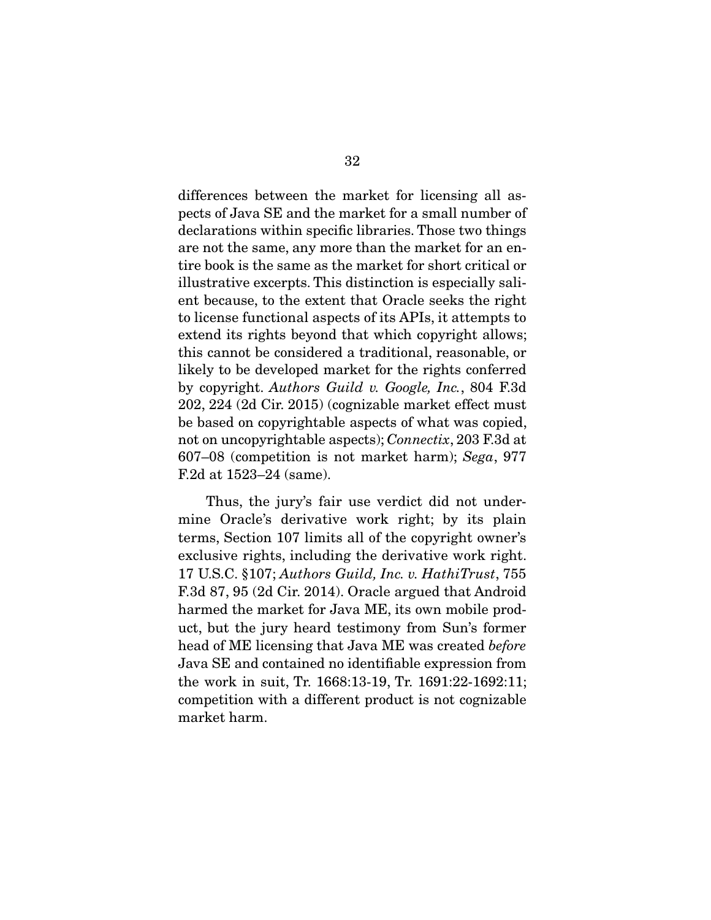differences between the market for licensing all aspects of Java SE and the market for a small number of declarations within specific libraries. Those two things are not the same, any more than the market for an entire book is the same as the market for short critical or illustrative excerpts. This distinction is especially salient because, to the extent that Oracle seeks the right to license functional aspects of its APIs, it attempts to extend its rights beyond that which copyright allows; this cannot be considered a traditional, reasonable, or likely to be developed market for the rights conferred by copyright. *Authors Guild v. Google, Inc.*, 804 F.3d 202, 224 (2d Cir. 2015) (cognizable market effect must be based on copyrightable aspects of what was copied, not on uncopyrightable aspects); *Connectix*, 203 F.3d at 607–08 (competition is not market harm); *Sega*, 977 F.2d at 1523–24 (same).

Thus, the jury's fair use verdict did not undermine Oracle's derivative work right; by its plain terms, Section 107 limits all of the copyright owner's exclusive rights, including the derivative work right. 17 U.S.C. §107; *Authors Guild, Inc. v. HathiTrust*, 755 F.3d 87, 95 (2d Cir. 2014). Oracle argued that Android harmed the market for Java ME, its own mobile product, but the jury heard testimony from Sun's former head of ME licensing that Java ME was created *before* Java SE and contained no identifiable expression from the work in suit, Tr. 1668:13-19, Tr. 1691:22-1692:11; competition with a different product is not cognizable market harm.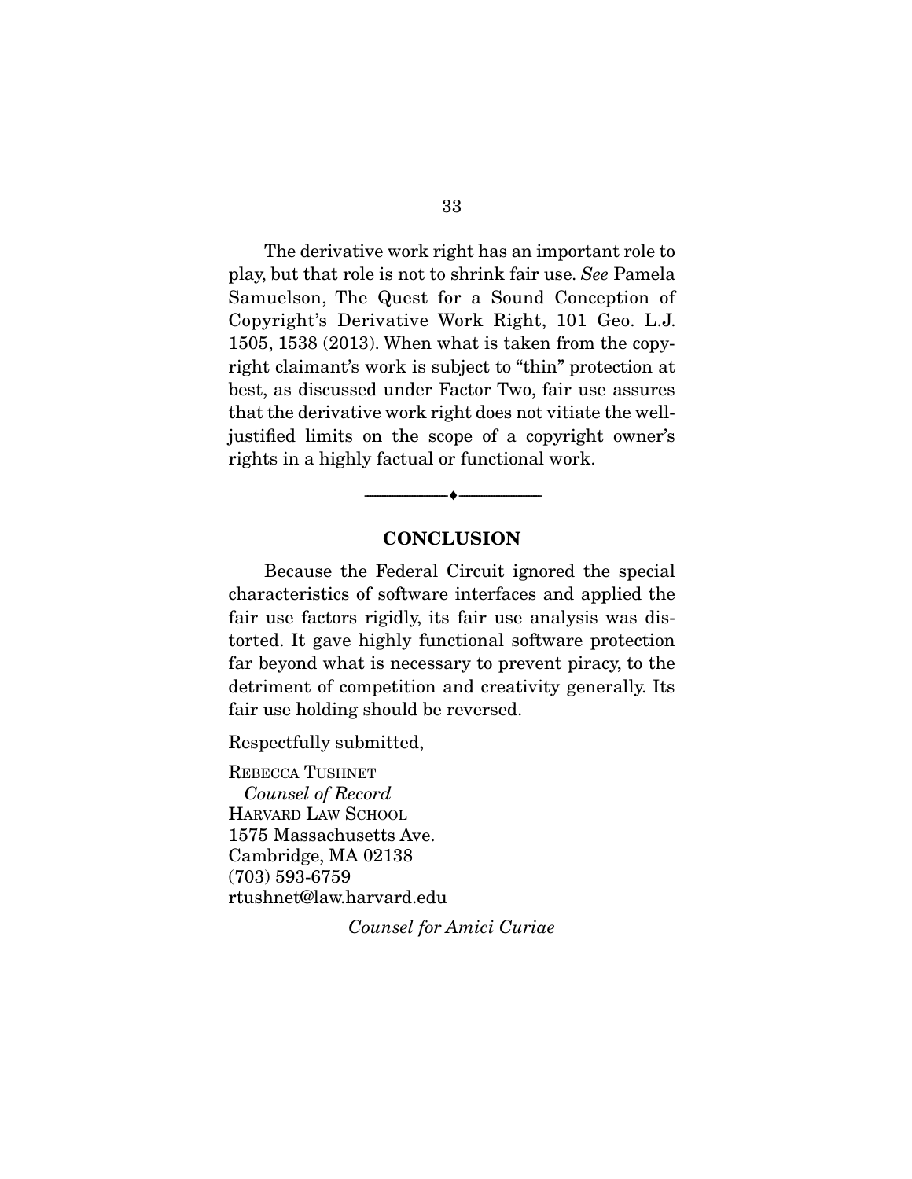The derivative work right has an important role to play, but that role is not to shrink fair use. *See* Pamela Samuelson, The Quest for a Sound Conception of Copyright's Derivative Work Right, 101 Geo. L.J. 1505, 1538 (2013). When what is taken from the copyright claimant's work is subject to "thin" protection at best, as discussed under Factor Two, fair use assures that the derivative work right does not vitiate the well-justified limits on the scope of a copyright owner's rights in a highly factual or functional work.

---

## CONCLUSION

Because the Federal Circuit ignored the special characteristics of software interfaces and applied the fair use factors rigidly, its fair use analysis was distorted. It gave highly functional software protection far beyond what is necessary to prevent piracy, to the detriment of competition and creativity generally. Its fair use holding should be reversed.

Respectfully submitted,

REBECCA TUSHNET
*Counsel of Record*
HARVARD LAW SCHOOL
1575 Massachusetts Ave.
Cambridge, MA 02138
(703) 593-6759
rtushnet@law.harvard.edu

*Counsel for Amici Curiae*